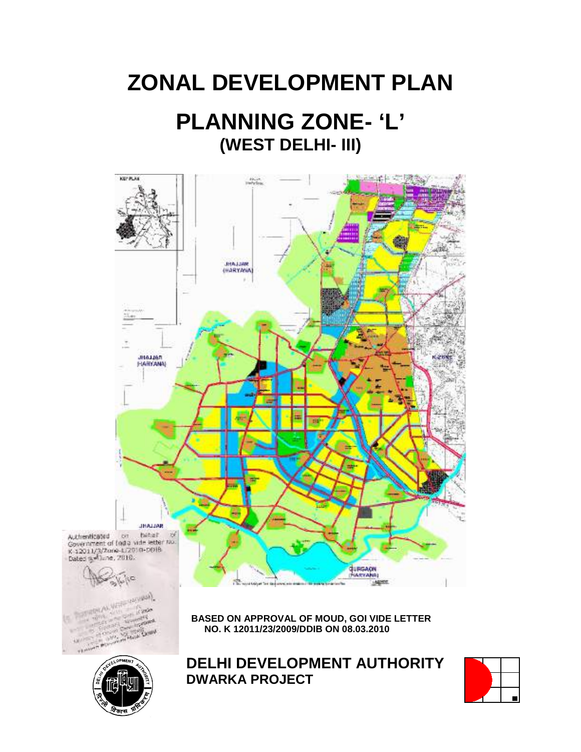# ZONAL DEVELOPMENT PLAN

# PLANNING ZONE- 'L'

## (WEST DELHI- III)

Authenticated on behalf of Government of India vide letter No. K-12011/3/Zone-L/2010-DDIB Dated 8th June, 2010.

**BASED ON APPROVAL OF MOUD, GOI VIDE LETTER NO. K 12011/23/2009/DDIB ON 08.03.2010**

**DELHI DEVELOPMENT AUTHORITY**

**DWARKA PROJECT**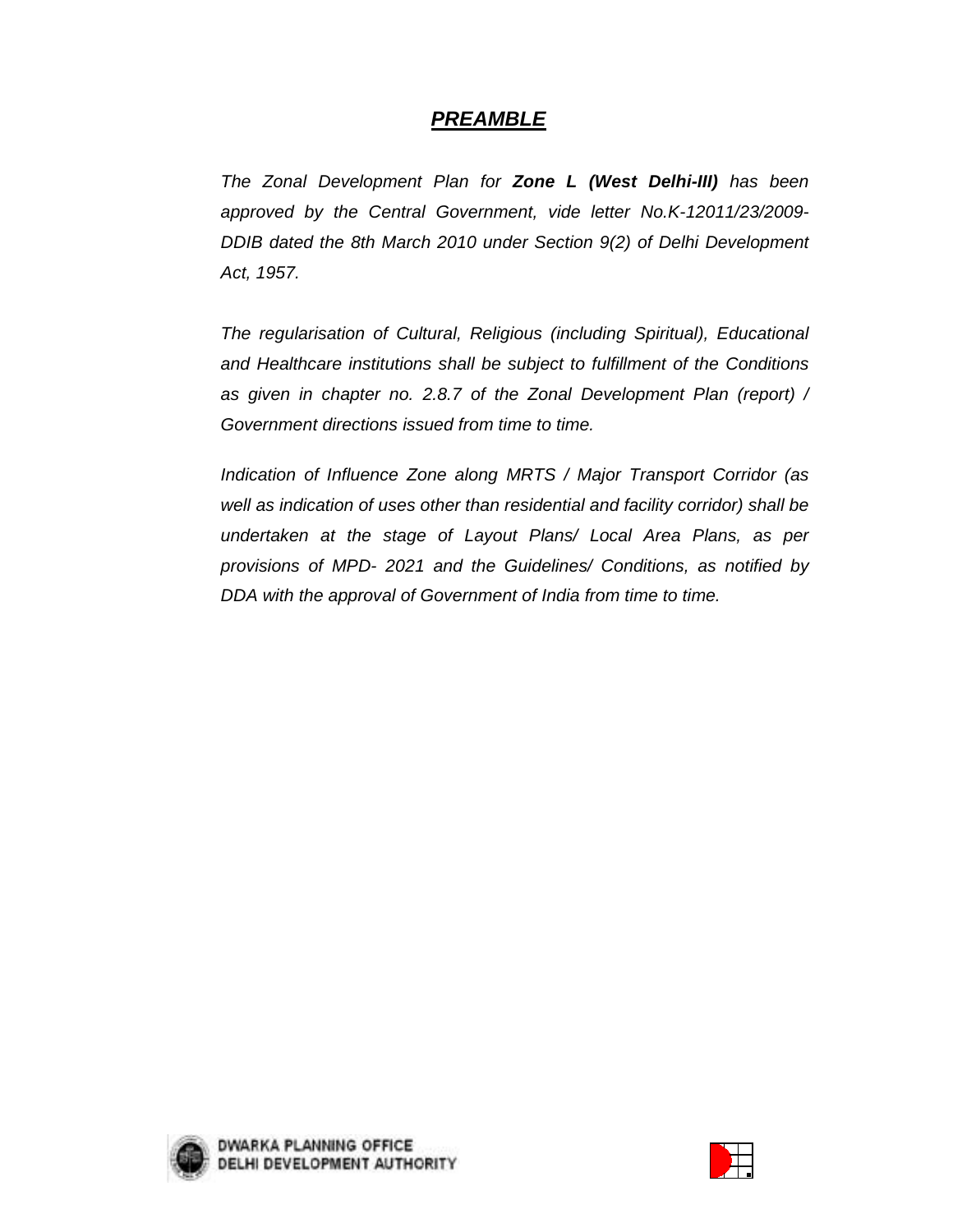# ***PREAMBLE***

*The Zonal Development Plan for **Zone L (West Delhi-III)** has been approved by the Central Government, vide letter No.K-12011/23/2009-DDIB dated the 8th March 2010 under Section 9(2) of Delhi Development Act, 1957.*

*The regularisation of Cultural, Religious (including Spiritual), Educational and Healthcare institutions shall be subject to fulfillment of the Conditions as given in chapter no. 2.8.7 of the Zonal Development Plan (report) / Government directions issued from time to time.*

*Indication of Influence Zone along MRTS / Major Transport Corridor (as well as indication of uses other than residential and facility corridor) shall be undertaken at the stage of Layout Plans/ Local Area Plans, as per provisions of MPD- 2021 and the Guidelines/ Conditions, as notified by DDA with the approval of Government of India from time to time.*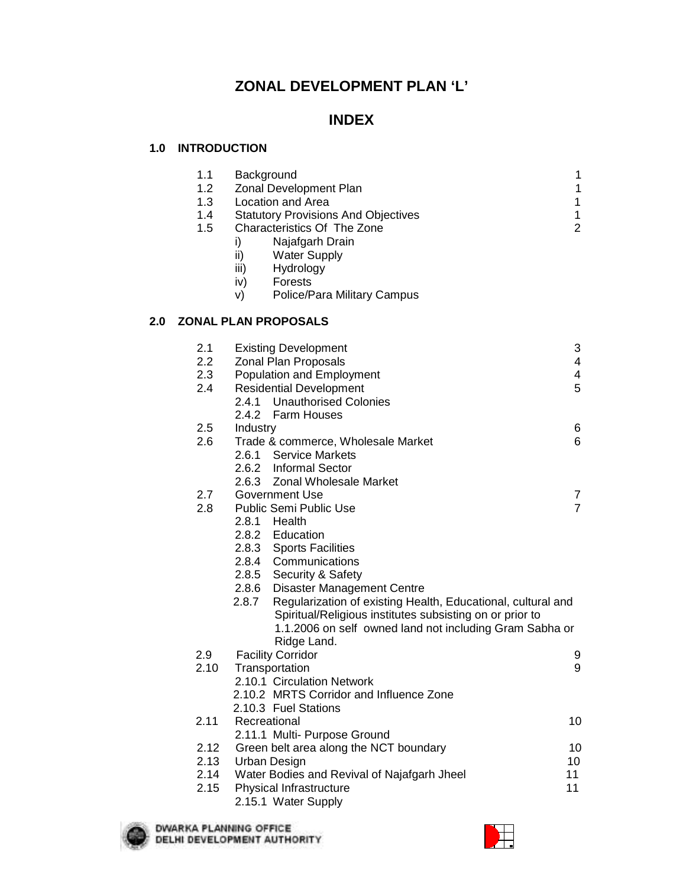# ZONAL DEVELOPMENT PLAN 'L'

## INDEX

### 1.0 INTRODUCTION

| | | |
|---|---|---|
| 1.1 | Background | 1 |
| 1.2 | Zonal Development Plan | 1 |
| 1.3 | Location and Area | 1 |
| 1.4 | Statutory Provisions And Objectives | 1 |
| 1.5 | Characteristics Of The Zone | 2 |
| | i) Najafgarh Drain | |
| | ii) Water Supply | |
| | iii) Hydrology | |
| | iv) Forests | |
| | v) Police/Para Military Campus | |

### 2.0 ZONAL PLAN PROPOSALS

| | | |
|---|---|---|
| 2.1 | Existing Development | 3 |
| 2.2 | Zonal Plan Proposals | 4 |
| 2.3 | Population and Employment | 4 |
| 2.4 | Residential Development | 5 |
| | 2.4.1 Unauthorised Colonies | |
| | 2.4.2 Farm Houses | |
| 2.5 | Industry | 6 |
| 2.6 | Trade & commerce, Wholesale Market | 6 |
| | 2.6.1 Service Markets | |
| | 2.6.2 Informal Sector | |
| | 2.6.3 Zonal Wholesale Market | |
| 2.7 | Government Use | 7 |
| 2.8 | Public Semi Public Use | 7 |
| | 2.8.1 Health | |
| | 2.8.2 Education | |
| | 2.8.3 Sports Facilities | |
| | 2.8.4 Communications | |
| | 2.8.5 Security & Safety | |
| | 2.8.6 Disaster Management Centre | |
| | 2.8.7 Regularization of existing Health, Educational, cultural and Spiritual/Religious institutes subsisting on or prior to 1.1.2006 on self owned land not including Gram Sabha or Ridge Land. | |
| 2.9 | Facility Corridor | 9 |
| 2.10 | Transportation | 9 |
| | 2.10.1 Circulation Network | |
| | 2.10.2 MRTS Corridor and Influence Zone | |
| | 2.10.3 Fuel Stations | |
| 2.11 | Recreational | 10 |
| | 2.11.1 Multi- Purpose Ground | |
| 2.12 | Green belt area along the NCT boundary | 10 |
| 2.13 | Urban Design | 10 |
| 2.14 | Water Bodies and Revival of Najafgarh Jheel | 11 |
| 2.15 | Physical Infrastructure | 11 |
| | 2.15.1 Water Supply | |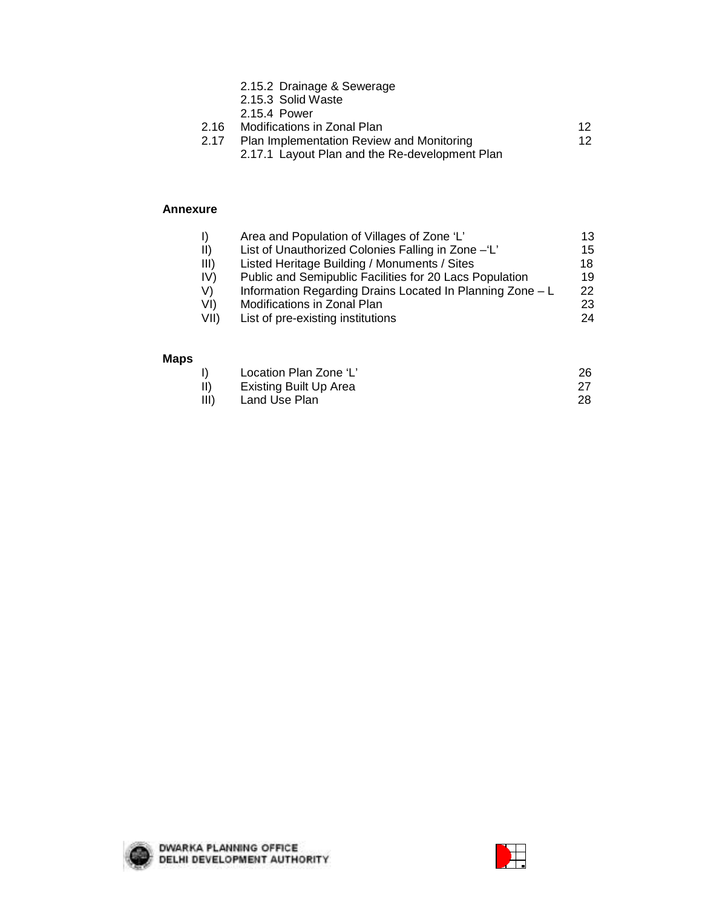2.15.2 Drainage & Sewerage
2.15.3 Solid Waste
2.15.4 Power

| | | |
|---|---|---|
| 2.16 | Modifications in Zonal Plan | 12 |
| 2.17 | Plan Implementation Review and Monitoring | 12 |
| | 2.17.1 Layout Plan and the Re-development Plan | |

**Annexure**

| | | |
|---|---|---|
| I) | Area and Population of Villages of Zone 'L' | 13 |
| II) | List of Unauthorized Colonies Falling in Zone –'L' | 15 |
| III) | Listed Heritage Building / Monuments / Sites | 18 |
| IV) | Public and Semipublic Facilities for 20 Lacs Population | 19 |
| V) | Information Regarding Drains Located In Planning Zone – L | 22 |
| VI) | Modifications in Zonal Plan | 23 |
| VII) | List of pre-existing institutions | 24 |

**Maps**

| | | |
|---|---|---|
| I) | Location Plan Zone 'L' | 26 |
| II) | Existing Built Up Area | 27 |
| III) | Land Use Plan | 28 |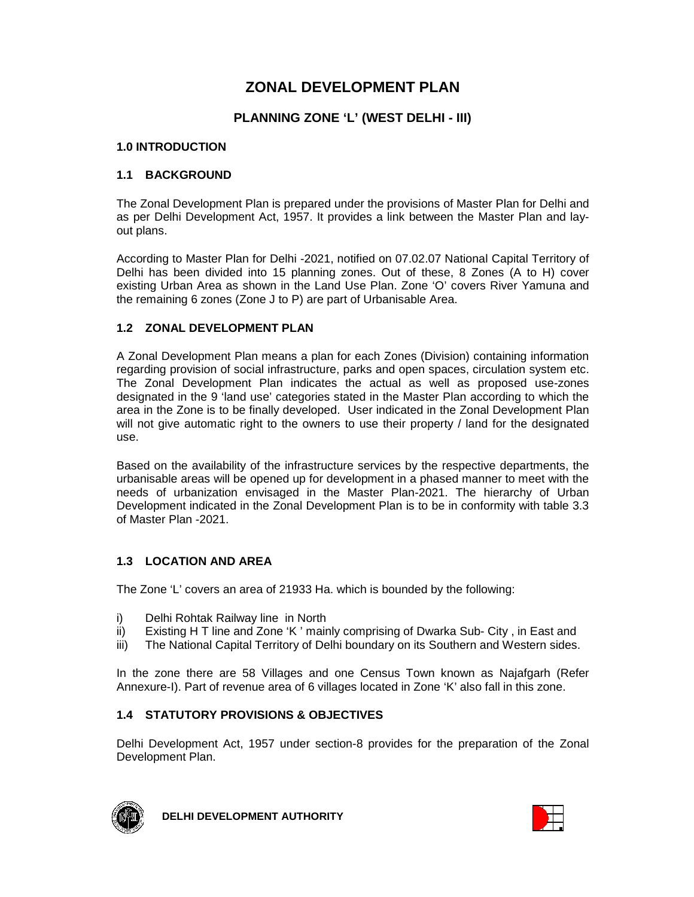# ZONAL DEVELOPMENT PLAN

## PLANNING ZONE 'L' (WEST DELHI - III)

### 1.0 INTRODUCTION

### 1.1 BACKGROUND

The Zonal Development Plan is prepared under the provisions of Master Plan for Delhi and as per Delhi Development Act, 1957. It provides a link between the Master Plan and lay-out plans.

According to Master Plan for Delhi -2021, notified on 07.02.07 National Capital Territory of Delhi has been divided into 15 planning zones. Out of these, 8 Zones (A to H) cover existing Urban Area as shown in the Land Use Plan. Zone 'O' covers River Yamuna and the remaining 6 zones (Zone J to P) are part of Urbanisable Area.

### 1.2 ZONAL DEVELOPMENT PLAN

A Zonal Development Plan means a plan for each Zones (Division) containing information regarding provision of social infrastructure, parks and open spaces, circulation system etc. The Zonal Development Plan indicates the actual as well as proposed use-zones designated in the 9 'land use' categories stated in the Master Plan according to which the area in the Zone is to be finally developed. User indicated in the Zonal Development Plan will not give automatic right to the owners to use their property / land for the designated use.

Based on the availability of the infrastructure services by the respective departments, the urbanisable areas will be opened up for development in a phased manner to meet with the needs of urbanization envisaged in the Master Plan-2021. The hierarchy of Urban Development indicated in the Zonal Development Plan is to be in conformity with table 3.3 of Master Plan -2021.

### 1.3 LOCATION AND AREA

The Zone 'L' covers an area of 21933 Ha. which is bounded by the following:

i) Delhi Rohtak Railway line in North
ii) Existing H T line and Zone 'K ' mainly comprising of Dwarka Sub- City , in East and
iii) The National Capital Territory of Delhi boundary on its Southern and Western sides.

In the zone there are 58 Villages and one Census Town known as Najafgarh (Refer Annexure-I). Part of revenue area of 6 villages located in Zone 'K' also fall in this zone.

### 1.4 STATUTORY PROVISIONS & OBJECTIVES

Delhi Development Act, 1957 under section-8 provides for the preparation of the Zonal Development Plan.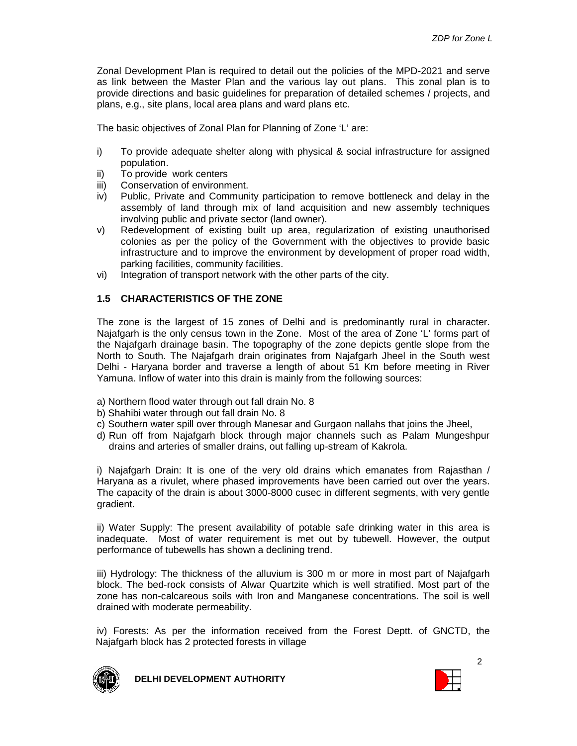Zonal Development Plan is required to detail out the policies of the MPD-2021 and serve as link between the Master Plan and the various lay out plans. This zonal plan is to provide directions and basic guidelines for preparation of detailed schemes / projects, and plans, e.g., site plans, local area plans and ward plans etc.

The basic objectives of Zonal Plan for Planning of Zone 'L' are:

i) To provide adequate shelter along with physical & social infrastructure for assigned population.
ii) To provide work centers
iii) Conservation of environment.
iv) Public, Private and Community participation to remove bottleneck and delay in the assembly of land through mix of land acquisition and new assembly techniques involving public and private sector (land owner).
v) Redevelopment of existing built up area, regularization of existing unauthorised colonies as per the policy of the Government with the objectives to provide basic infrastructure and to improve the environment by development of proper road width, parking facilities, community facilities.
vi) Integration of transport network with the other parts of the city.

## 1.5 CHARACTERISTICS OF THE ZONE

The zone is the largest of 15 zones of Delhi and is predominantly rural in character. Najafgarh is the only census town in the Zone. Most of the area of Zone 'L' forms part of the Najafgarh drainage basin. The topography of the zone depicts gentle slope from the North to South. The Najafgarh drain originates from Najafgarh Jheel in the South west Delhi - Haryana border and traverse a length of about 51 Km before meeting in River Yamuna. Inflow of water into this drain is mainly from the following sources:

a) Northern flood water through out fall drain No. 8
b) Shahibi water through out fall drain No. 8
c) Southern water spill over through Manesar and Gurgaon nallahs that joins the Jheel,
d) Run off from Najafgarh block through major channels such as Palam Mungeshpur drains and arteries of smaller drains, out falling up-stream of Kakrola.

i) Najafgarh Drain: It is one of the very old drains which emanates from Rajasthan / Haryana as a rivulet, where phased improvements have been carried out over the years. The capacity of the drain is about 3000-8000 cusec in different segments, with very gentle gradient.

ii) Water Supply: The present availability of potable safe drinking water in this area is inadequate. Most of water requirement is met out by tubewell. However, the output performance of tubewells has shown a declining trend.

iii) Hydrology: The thickness of the alluvium is 300 m or more in most part of Najafgarh block. The bed-rock consists of Alwar Quartzite which is well stratified. Most part of the zone has non-calcareous soils with Iron and Manganese concentrations. The soil is well drained with moderate permeability.

iv) Forests: As per the information received from the Forest Deptt. of GNCTD, the Najafgarh block has 2 protected forests in village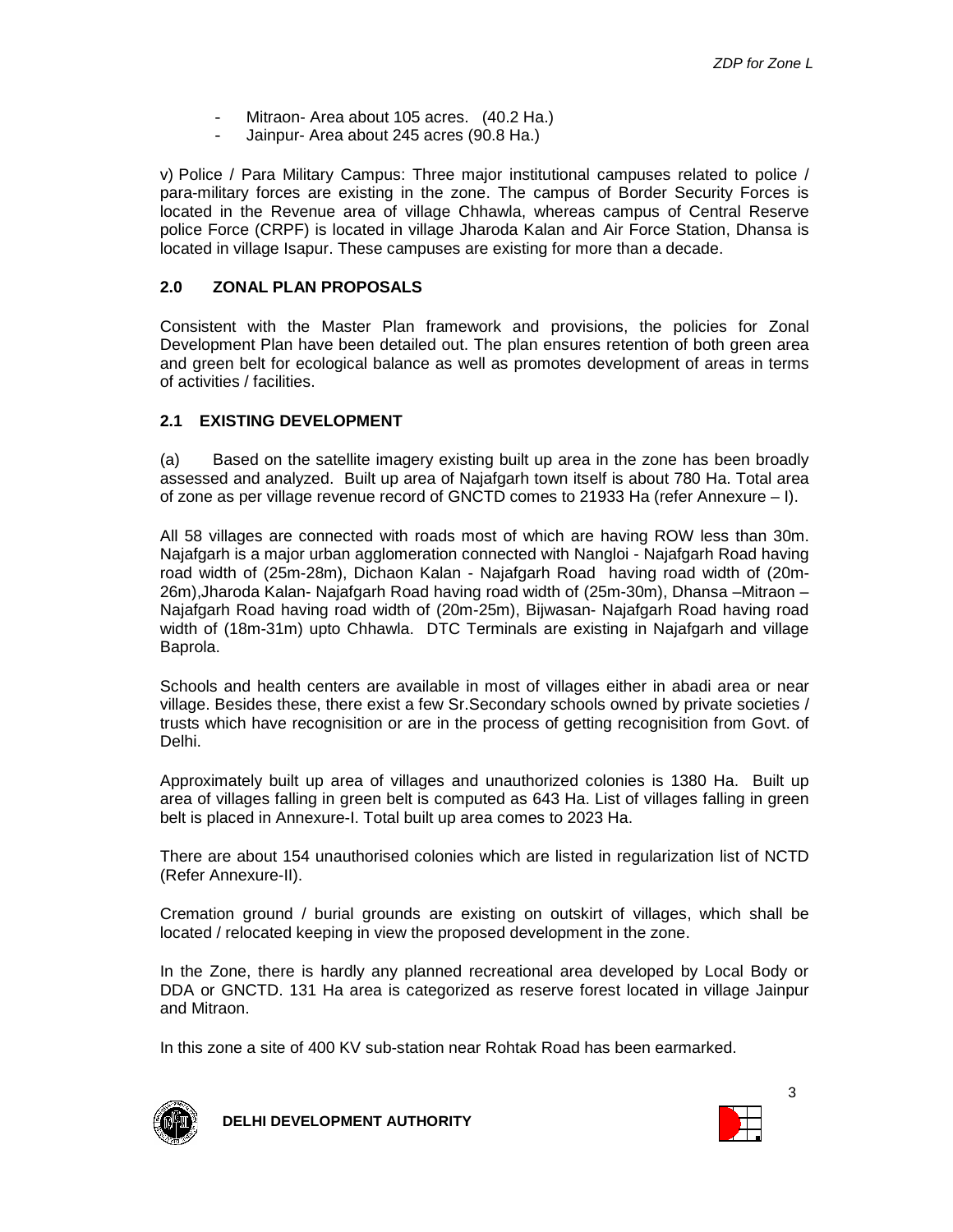- Mitraon- Area about 105 acres. (40.2 Ha.)
- Jainpur- Area about 245 acres (90.8 Ha.)

v) Police / Para Military Campus: Three major institutional campuses related to police / para-military forces are existing in the zone. The campus of Border Security Forces is located in the Revenue area of village Chhawla, whereas campus of Central Reserve police Force (CRPF) is located in village Jharoda Kalan and Air Force Station, Dhansa is located in village Isapur. These campuses are existing for more than a decade.

## 2.0 ZONAL PLAN PROPOSALS

Consistent with the Master Plan framework and provisions, the policies for Zonal Development Plan have been detailed out. The plan ensures retention of both green area and green belt for ecological balance as well as promotes development of areas in terms of activities / facilities.

### 2.1 EXISTING DEVELOPMENT

(a) Based on the satellite imagery existing built up area in the zone has been broadly assessed and analyzed. Built up area of Najafgarh town itself is about 780 Ha. Total area of zone as per village revenue record of GNCTD comes to 21933 Ha (refer Annexure – I).

All 58 villages are connected with roads most of which are having ROW less than 30m. Najafgarh is a major urban agglomeration connected with Nangloi - Najafgarh Road having road width of (25m-28m), Dichaon Kalan - Najafgarh Road having road width of (20m-26m),Jharoda Kalan- Najafgarh Road having road width of (25m-30m), Dhansa –Mitraon – Najafgarh Road having road width of (20m-25m), Bijwasan- Najafgarh Road having road width of (18m-31m) upto Chhawla. DTC Terminals are existing in Najafgarh and village Baprola.

Schools and health centers are available in most of villages either in abadi area or near village. Besides these, there exist a few Sr.Secondary schools owned by private societies / trusts which have recognisition or are in the process of getting recognisition from Govt. of Delhi.

Approximately built up area of villages and unauthorized colonies is 1380 Ha. Built up area of villages falling in green belt is computed as 643 Ha. List of villages falling in green belt is placed in Annexure-I. Total built up area comes to 2023 Ha.

There are about 154 unauthorised colonies which are listed in regularization list of NCTD (Refer Annexure-II).

Cremation ground / burial grounds are existing on outskirt of villages, which shall be located / relocated keeping in view the proposed development in the zone.

In the Zone, there is hardly any planned recreational area developed by Local Body or DDA or GNCTD. 131 Ha area is categorized as reserve forest located in village Jainpur and Mitraon.

In this zone a site of 400 KV sub-station near Rohtak Road has been earmarked.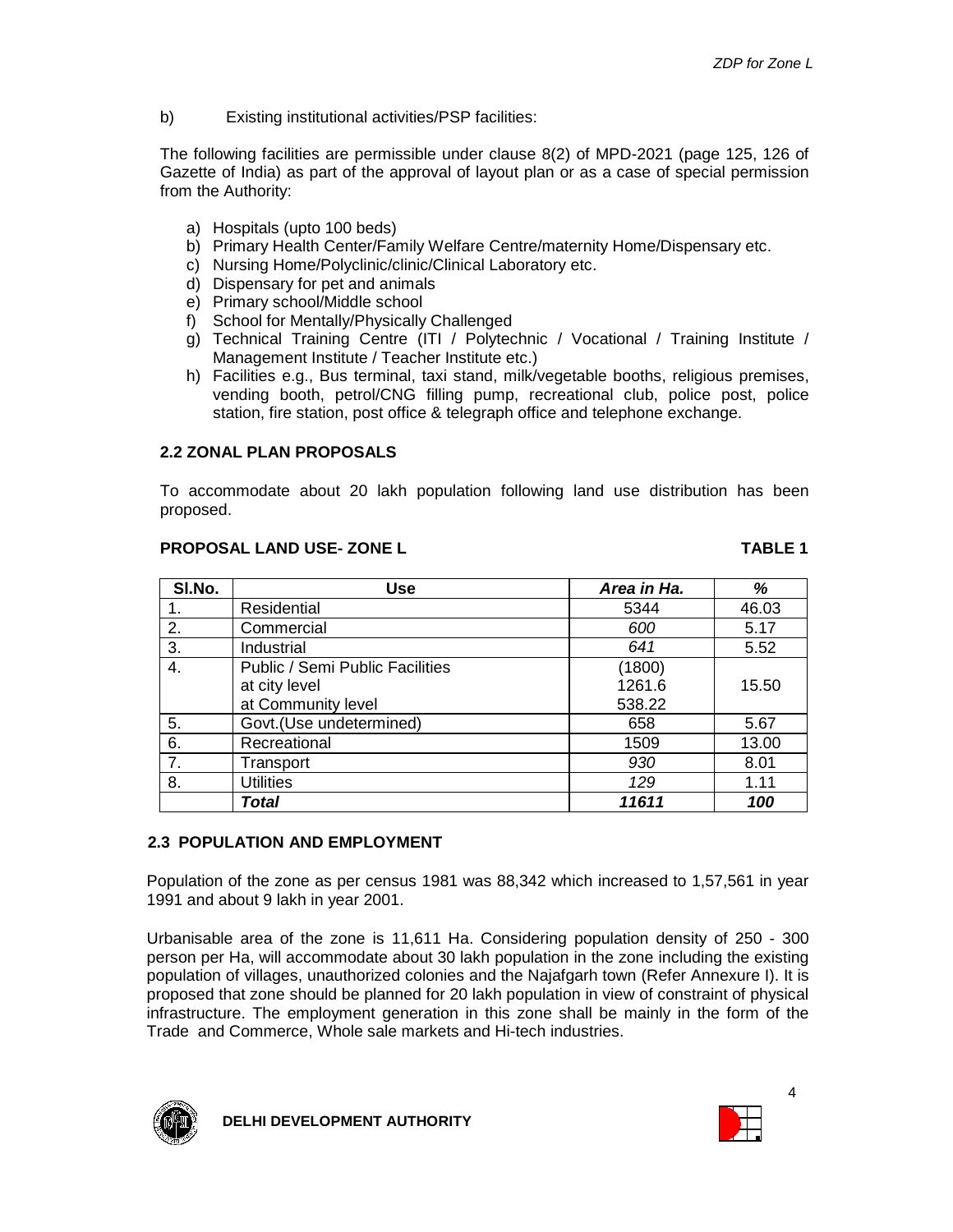b) Existing institutional activities/PSP facilities:

The following facilities are permissible under clause 8(2) of MPD-2021 (page 125, 126 of Gazette of India) as part of the approval of layout plan or as a case of special permission from the Authority:

a) Hospitals (upto 100 beds)
b) Primary Health Center/Family Welfare Centre/maternity Home/Dispensary etc.
c) Nursing Home/Polyclinic/clinic/Clinical Laboratory etc.
d) Dispensary for pet and animals
e) Primary school/Middle school
f) School for Mentally/Physically Challenged
g) Technical Training Centre (ITI / Polytechnic / Vocational / Training Institute / Management Institute / Teacher Institute etc.)
h) Facilities e.g., Bus terminal, taxi stand, milk/vegetable booths, religious premises, vending booth, petrol/CNG filling pump, recreational club, police post, police station, fire station, post office & telegraph office and telephone exchange.

## 2.2 ZONAL PLAN PROPOSALS

To accommodate about 20 lakh population following land use distribution has been proposed.

**PROPOSAL LAND USE- ZONE L** **TABLE 1**

| Sl.No. | Use | *Area in Ha.* | *%* |
|---|---|---|---|
| 1. | Residential | 5344 | 46.03 |
| 2. | Commercial | *600* | 5.17 |
| 3. | Industrial | *641* | 5.52 |
| 4. | Public / Semi Public Facilities<br>at city level<br>at Community level | (1800)<br>1261.6<br>538.22 | 15.50 |
| 5. | Govt.(Use undetermined) | 658 | 5.67 |
| 6. | Recreational | 1509 | 13.00 |
| 7. | Transport | *930* | 8.01 |
| 8. | Utilities | *129* | 1.11 |
| | ***Total*** | ***11611*** | ***100*** |

## 2.3 POPULATION AND EMPLOYMENT

Population of the zone as per census 1981 was 88,342 which increased to 1,57,561 in year 1991 and about 9 lakh in year 2001.

Urbanisable area of the zone is 11,611 Ha. Considering population density of 250 - 300 person per Ha, will accommodate about 30 lakh population in the zone including the existing population of villages, unauthorized colonies and the Najafgarh town (Refer Annexure I). It is proposed that zone should be planned for 20 lakh population in view of constraint of physical infrastructure. The employment generation in this zone shall be mainly in the form of the Trade and Commerce, Whole sale markets and Hi-tech industries.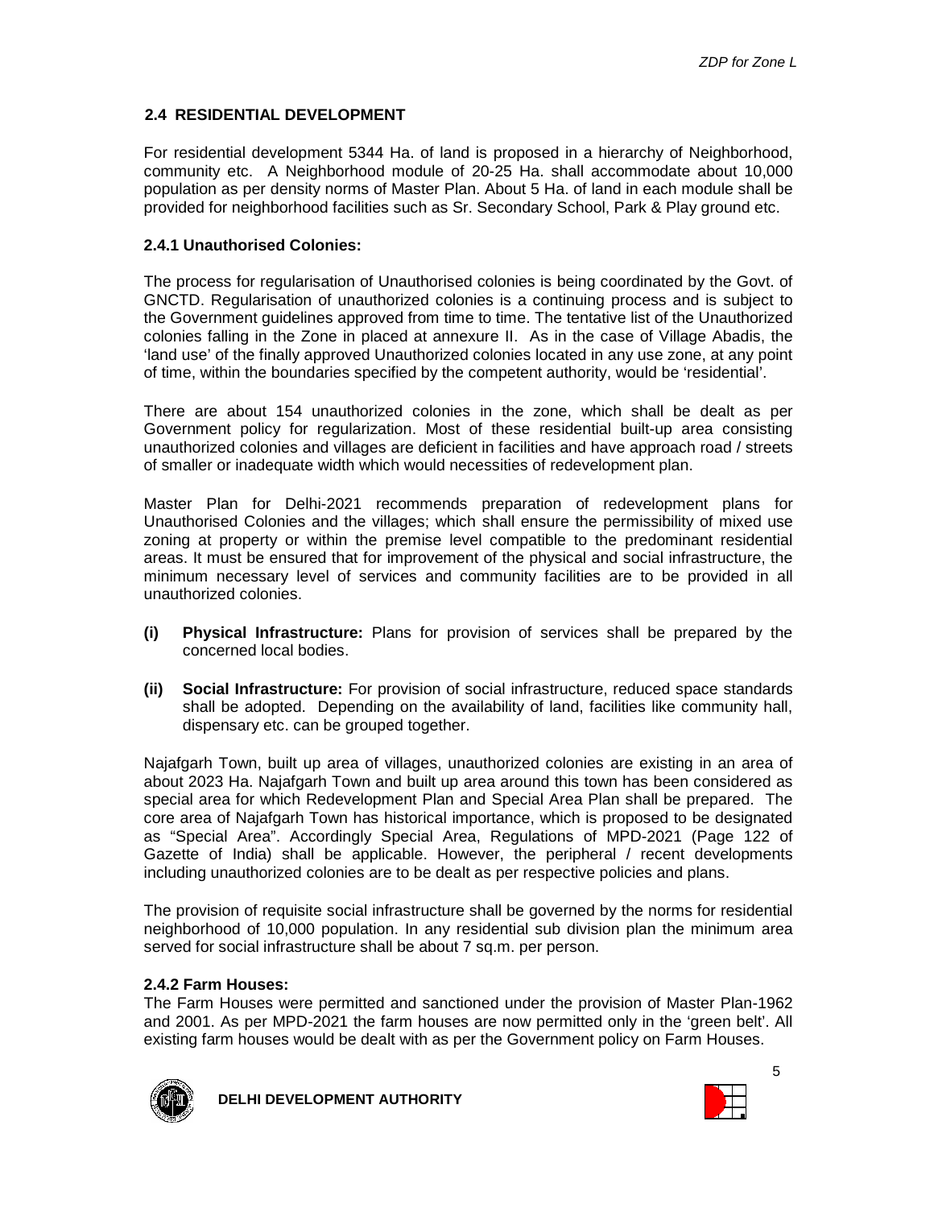## 2.4 RESIDENTIAL DEVELOPMENT

For residential development 5344 Ha. of land is proposed in a hierarchy of Neighborhood, community etc. A Neighborhood module of 20-25 Ha. shall accommodate about 10,000 population as per density norms of Master Plan. About 5 Ha. of land in each module shall be provided for neighborhood facilities such as Sr. Secondary School, Park & Play ground etc.

### 2.4.1 Unauthorised Colonies:

The process for regularisation of Unauthorised colonies is being coordinated by the Govt. of GNCTD. Regularisation of unauthorized colonies is a continuing process and is subject to the Government guidelines approved from time to time. The tentative list of the Unauthorized colonies falling in the Zone in placed at annexure II. As in the case of Village Abadis, the 'land use' of the finally approved Unauthorized colonies located in any use zone, at any point of time, within the boundaries specified by the competent authority, would be 'residential'.

There are about 154 unauthorized colonies in the zone, which shall be dealt as per Government policy for regularization. Most of these residential built-up area consisting unauthorized colonies and villages are deficient in facilities and have approach road / streets of smaller or inadequate width which would necessities of redevelopment plan.

Master Plan for Delhi-2021 recommends preparation of redevelopment plans for Unauthorised Colonies and the villages; which shall ensure the permissibility of mixed use zoning at property or within the premise level compatible to the predominant residential areas. It must be ensured that for improvement of the physical and social infrastructure, the minimum necessary level of services and community facilities are to be provided in all unauthorized colonies.

**(i) Physical Infrastructure:** Plans for provision of services shall be prepared by the concerned local bodies.

**(ii) Social Infrastructure:** For provision of social infrastructure, reduced space standards shall be adopted. Depending on the availability of land, facilities like community hall, dispensary etc. can be grouped together.

Najafgarh Town, built up area of villages, unauthorized colonies are existing in an area of about 2023 Ha. Najafgarh Town and built up area around this town has been considered as special area for which Redevelopment Plan and Special Area Plan shall be prepared. The core area of Najafgarh Town has historical importance, which is proposed to be designated as "Special Area". Accordingly Special Area, Regulations of MPD-2021 (Page 122 of Gazette of India) shall be applicable. However, the peripheral / recent developments including unauthorized colonies are to be dealt as per respective policies and plans.

The provision of requisite social infrastructure shall be governed by the norms for residential neighborhood of 10,000 population. In any residential sub division plan the minimum area served for social infrastructure shall be about 7 sq.m. per person.

### 2.4.2 Farm Houses:

The Farm Houses were permitted and sanctioned under the provision of Master Plan-1962 and 2001. As per MPD-2021 the farm houses are now permitted only in the 'green belt'. All existing farm houses would be dealt with as per the Government policy on Farm Houses.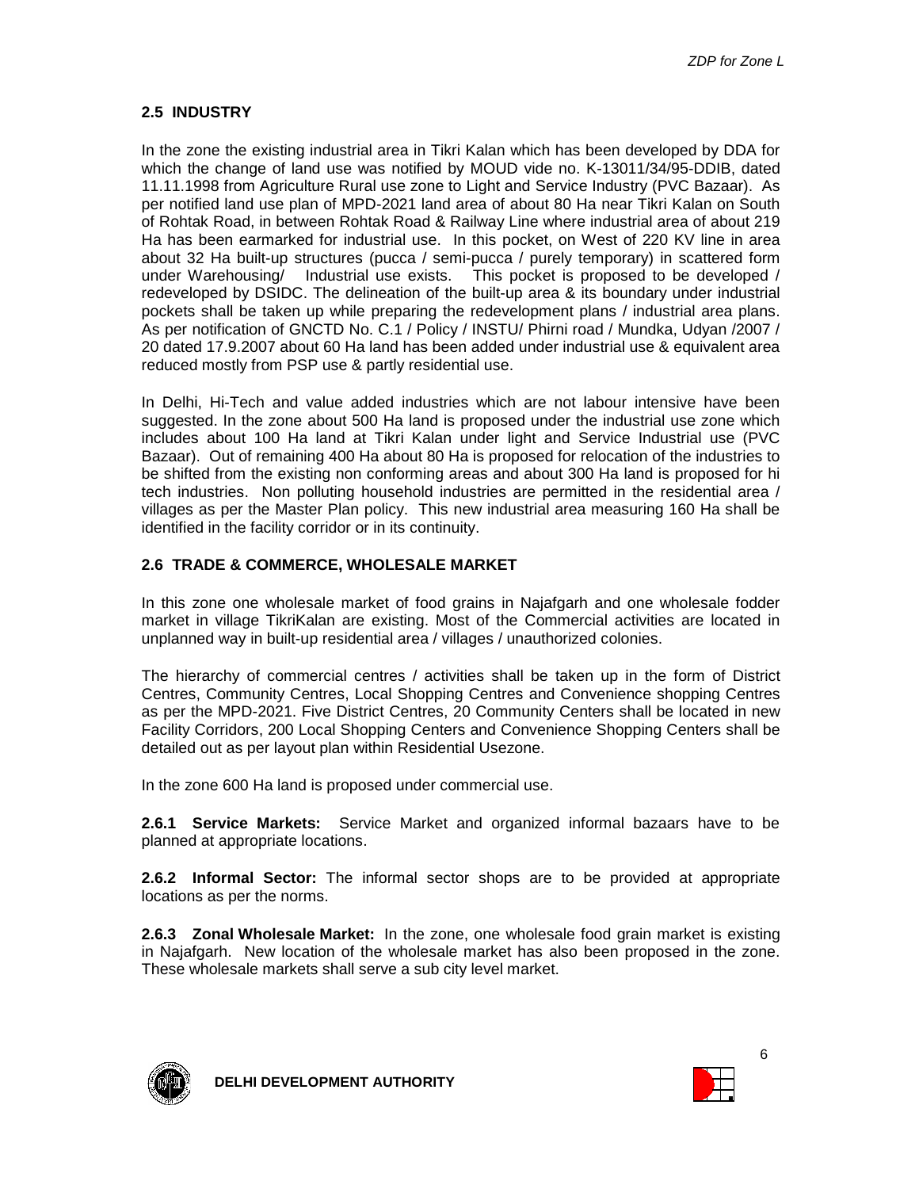## 2.5 INDUSTRY

In the zone the existing industrial area in Tikri Kalan which has been developed by DDA for which the change of land use was notified by MOUD vide no. K-13011/34/95-DDIB, dated 11.11.1998 from Agriculture Rural use zone to Light and Service Industry (PVC Bazaar). As per notified land use plan of MPD-2021 land area of about 80 Ha near Tikri Kalan on South of Rohtak Road, in between Rohtak Road & Railway Line where industrial area of about 219 Ha has been earmarked for industrial use. In this pocket, on West of 220 KV line in area about 32 Ha built-up structures (pucca / semi-pucca / purely temporary) in scattered form under Warehousing/ Industrial use exists. This pocket is proposed to be developed / redeveloped by DSIDC. The delineation of the built-up area & its boundary under industrial pockets shall be taken up while preparing the redevelopment plans / industrial area plans. As per notification of GNCTD No. C.1 / Policy / INSTU/ Phirni road / Mundka, Udyan /2007 / 20 dated 17.9.2007 about 60 Ha land has been added under industrial use & equivalent area reduced mostly from PSP use & partly residential use.

In Delhi, Hi-Tech and value added industries which are not labour intensive have been suggested. In the zone about 500 Ha land is proposed under the industrial use zone which includes about 100 Ha land at Tikri Kalan under light and Service Industrial use (PVC Bazaar). Out of remaining 400 Ha about 80 Ha is proposed for relocation of the industries to be shifted from the existing non conforming areas and about 300 Ha land is proposed for hi tech industries. Non polluting household industries are permitted in the residential area / villages as per the Master Plan policy. This new industrial area measuring 160 Ha shall be identified in the facility corridor or in its continuity.

## 2.6 TRADE & COMMERCE, WHOLESALE MARKET

In this zone one wholesale market of food grains in Najafgarh and one wholesale fodder market in village TikriKalan are existing. Most of the Commercial activities are located in unplanned way in built-up residential area / villages / unauthorized colonies.

The hierarchy of commercial centres / activities shall be taken up in the form of District Centres, Community Centres, Local Shopping Centres and Convenience shopping Centres as per the MPD-2021. Five District Centres, 20 Community Centers shall be located in new Facility Corridors, 200 Local Shopping Centers and Convenience Shopping Centers shall be detailed out as per layout plan within Residential Usezone.

In the zone 600 Ha land is proposed under commercial use.

**2.6.1 Service Markets:** Service Market and organized informal bazaars have to be planned at appropriate locations.

**2.6.2 Informal Sector:** The informal sector shops are to be provided at appropriate locations as per the norms.

**2.6.3 Zonal Wholesale Market:** In the zone, one wholesale food grain market is existing in Najafgarh. New location of the wholesale market has also been proposed in the zone. These wholesale markets shall serve a sub city level market.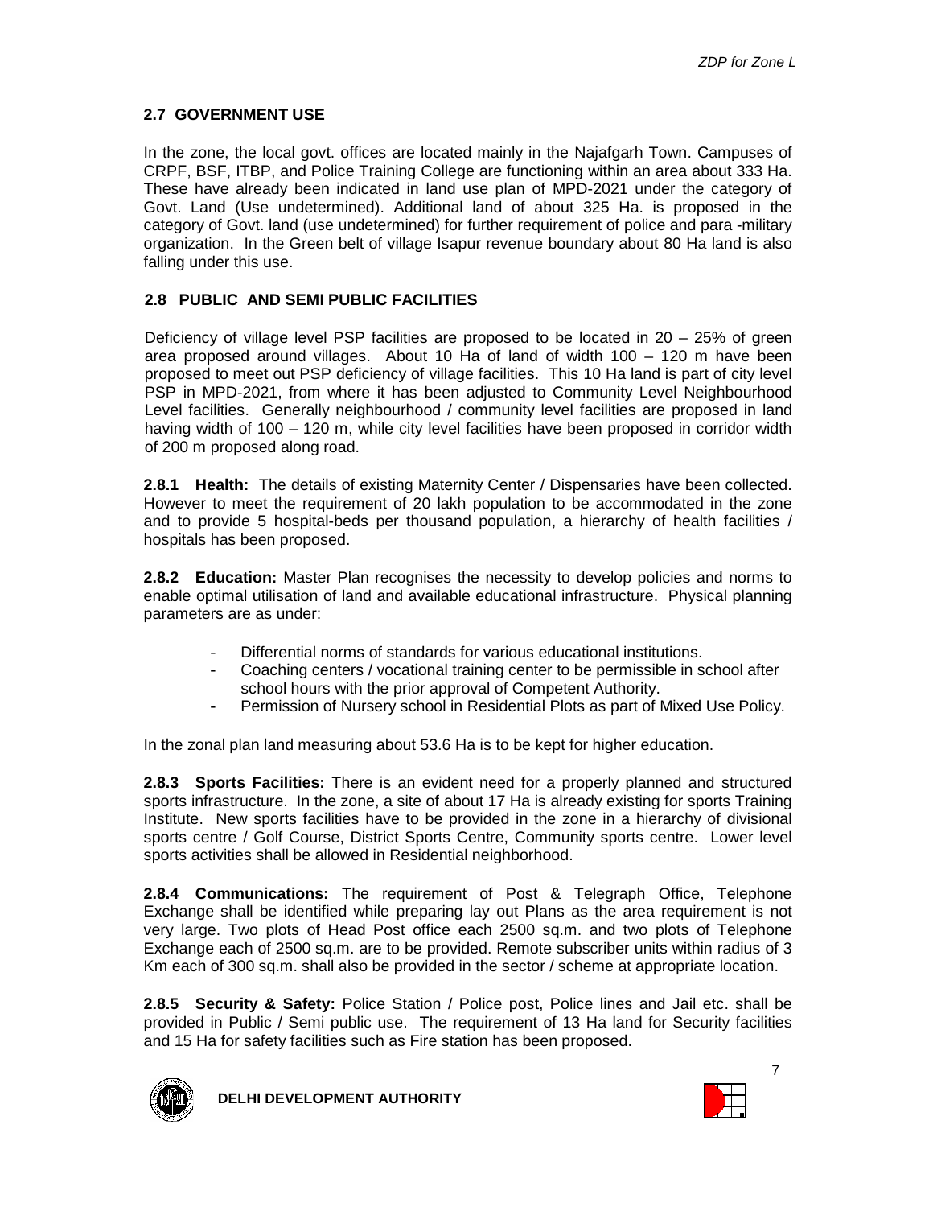## 2.7 GOVERNMENT USE

In the zone, the local govt. offices are located mainly in the Najafgarh Town. Campuses of CRPF, BSF, ITBP, and Police Training College are functioning within an area about 333 Ha. These have already been indicated in land use plan of MPD-2021 under the category of Govt. Land (Use undetermined). Additional land of about 325 Ha. is proposed in the category of Govt. land (use undetermined) for further requirement of police and para -military organization. In the Green belt of village Isapur revenue boundary about 80 Ha land is also falling under this use.

## 2.8 PUBLIC AND SEMI PUBLIC FACILITIES

Deficiency of village level PSP facilities are proposed to be located in 20 – 25% of green area proposed around villages. About 10 Ha of land of width 100 – 120 m have been proposed to meet out PSP deficiency of village facilities. This 10 Ha land is part of city level PSP in MPD-2021, from where it has been adjusted to Community Level Neighbourhood Level facilities. Generally neighbourhood / community level facilities are proposed in land having width of 100 – 120 m, while city level facilities have been proposed in corridor width of 200 m proposed along road.

**2.8.1 Health:** The details of existing Maternity Center / Dispensaries have been collected. However to meet the requirement of 20 lakh population to be accommodated in the zone and to provide 5 hospital-beds per thousand population, a hierarchy of health facilities / hospitals has been proposed.

**2.8.2 Education:** Master Plan recognises the necessity to develop policies and norms to enable optimal utilisation of land and available educational infrastructure. Physical planning parameters are as under:

- Differential norms of standards for various educational institutions.
- Coaching centers / vocational training center to be permissible in school after school hours with the prior approval of Competent Authority.
- Permission of Nursery school in Residential Plots as part of Mixed Use Policy.

In the zonal plan land measuring about 53.6 Ha is to be kept for higher education.

**2.8.3 Sports Facilities:** There is an evident need for a properly planned and structured sports infrastructure. In the zone, a site of about 17 Ha is already existing for sports Training Institute. New sports facilities have to be provided in the zone in a hierarchy of divisional sports centre / Golf Course, District Sports Centre, Community sports centre. Lower level sports activities shall be allowed in Residential neighborhood.

**2.8.4 Communications:** The requirement of Post & Telegraph Office, Telephone Exchange shall be identified while preparing lay out Plans as the area requirement is not very large. Two plots of Head Post office each 2500 sq.m. and two plots of Telephone Exchange each of 2500 sq.m. are to be provided. Remote subscriber units within radius of 3 Km each of 300 sq.m. shall also be provided in the sector / scheme at appropriate location.

**2.8.5 Security & Safety:** Police Station / Police post, Police lines and Jail etc. shall be provided in Public / Semi public use. The requirement of 13 Ha land for Security facilities and 15 Ha for safety facilities such as Fire station has been proposed.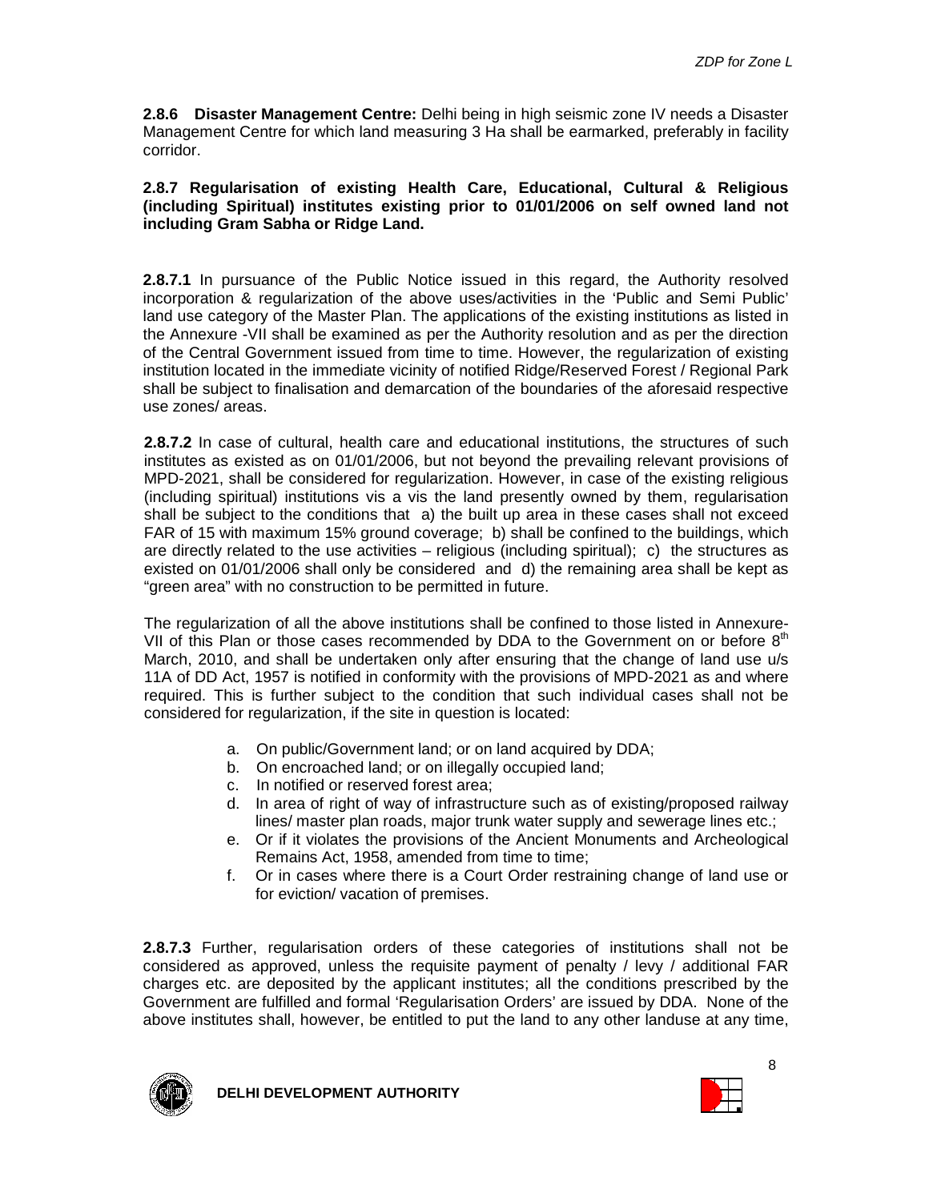**2.8.6 Disaster Management Centre:** Delhi being in high seismic zone IV needs a Disaster Management Centre for which land measuring 3 Ha shall be earmarked, preferably in facility corridor.

**2.8.7 Regularisation of existing Health Care, Educational, Cultural & Religious (including Spiritual) institutes existing prior to 01/01/2006 on self owned land not including Gram Sabha or Ridge Land.**

**2.8.7.1** In pursuance of the Public Notice issued in this regard, the Authority resolved incorporation & regularization of the above uses/activities in the 'Public and Semi Public' land use category of the Master Plan. The applications of the existing institutions as listed in the Annexure -VII shall be examined as per the Authority resolution and as per the direction of the Central Government issued from time to time. However, the regularization of existing institution located in the immediate vicinity of notified Ridge/Reserved Forest / Regional Park shall be subject to finalisation and demarcation of the boundaries of the aforesaid respective use zones/ areas.

**2.8.7.2** In case of cultural, health care and educational institutions, the structures of such institutes as existed as on 01/01/2006, but not beyond the prevailing relevant provisions of MPD-2021, shall be considered for regularization. However, in case of the existing religious (including spiritual) institutions vis a vis the land presently owned by them, regularisation shall be subject to the conditions that a) the built up area in these cases shall not exceed FAR of 15 with maximum 15% ground coverage; b) shall be confined to the buildings, which are directly related to the use activities – religious (including spiritual); c) the structures as existed on 01/01/2006 shall only be considered and d) the remaining area shall be kept as "green area" with no construction to be permitted in future.

The regularization of all the above institutions shall be confined to those listed in Annexure-VII of this Plan or those cases recommended by DDA to the Government on or before 8th March, 2010, and shall be undertaken only after ensuring that the change of land use u/s 11A of DD Act, 1957 is notified in conformity with the provisions of MPD-2021 as and where required. This is further subject to the condition that such individual cases shall not be considered for regularization, if the site in question is located:

a. On public/Government land; or on land acquired by DDA;
b. On encroached land; or on illegally occupied land;
c. In notified or reserved forest area;
d. In area of right of way of infrastructure such as of existing/proposed railway lines/ master plan roads, major trunk water supply and sewerage lines etc.;
e. Or if it violates the provisions of the Ancient Monuments and Archeological Remains Act, 1958, amended from time to time;
f. Or in cases where there is a Court Order restraining change of land use or for eviction/ vacation of premises.

**2.8.7.3** Further, regularisation orders of these categories of institutions shall not be considered as approved, unless the requisite payment of penalty / levy / additional FAR charges etc. are deposited by the applicant institutes; all the conditions prescribed by the Government are fulfilled and formal 'Regularisation Orders' are issued by DDA. None of the above institutes shall, however, be entitled to put the land to any other landuse at any time,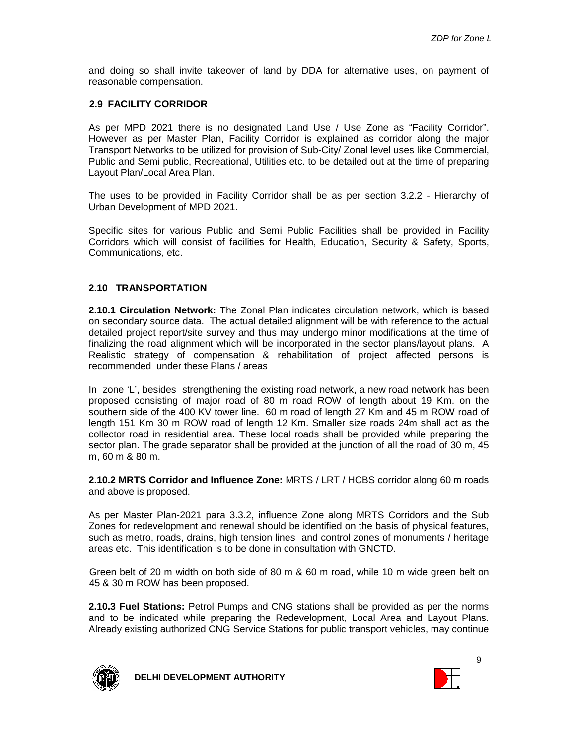and doing so shall invite takeover of land by DDA for alternative uses, on payment of reasonable compensation.

## 2.9 FACILITY CORRIDOR

As per MPD 2021 there is no designated Land Use / Use Zone as "Facility Corridor". However as per Master Plan, Facility Corridor is explained as corridor along the major Transport Networks to be utilized for provision of Sub-City/ Zonal level uses like Commercial, Public and Semi public, Recreational, Utilities etc. to be detailed out at the time of preparing Layout Plan/Local Area Plan.

The uses to be provided in Facility Corridor shall be as per section 3.2.2 - Hierarchy of Urban Development of MPD 2021.

Specific sites for various Public and Semi Public Facilities shall be provided in Facility Corridors which will consist of facilities for Health, Education, Security & Safety, Sports, Communications, etc.

## 2.10 TRANSPORTATION

**2.10.1 Circulation Network:** The Zonal Plan indicates circulation network, which is based on secondary source data. The actual detailed alignment will be with reference to the actual detailed project report/site survey and thus may undergo minor modifications at the time of finalizing the road alignment which will be incorporated in the sector plans/layout plans. A Realistic strategy of compensation & rehabilitation of project affected persons is recommended under these Plans / areas

In zone 'L', besides strengthening the existing road network, a new road network has been proposed consisting of major road of 80 m road ROW of length about 19 Km. on the southern side of the 400 KV tower line. 60 m road of length 27 Km and 45 m ROW road of length 151 Km 30 m ROW road of length 12 Km. Smaller size roads 24m shall act as the collector road in residential area. These local roads shall be provided while preparing the sector plan. The grade separator shall be provided at the junction of all the road of 30 m, 45 m, 60 m & 80 m.

**2.10.2 MRTS Corridor and Influence Zone:** MRTS / LRT / HCBS corridor along 60 m roads and above is proposed.

As per Master Plan-2021 para 3.3.2, influence Zone along MRTS Corridors and the Sub Zones for redevelopment and renewal should be identified on the basis of physical features, such as metro, roads, drains, high tension lines and control zones of monuments / heritage areas etc. This identification is to be done in consultation with GNCTD.

Green belt of 20 m width on both side of 80 m & 60 m road, while 10 m wide green belt on 45 & 30 m ROW has been proposed.

**2.10.3 Fuel Stations:** Petrol Pumps and CNG stations shall be provided as per the norms and to be indicated while preparing the Redevelopment, Local Area and Layout Plans. Already existing authorized CNG Service Stations for public transport vehicles, may continue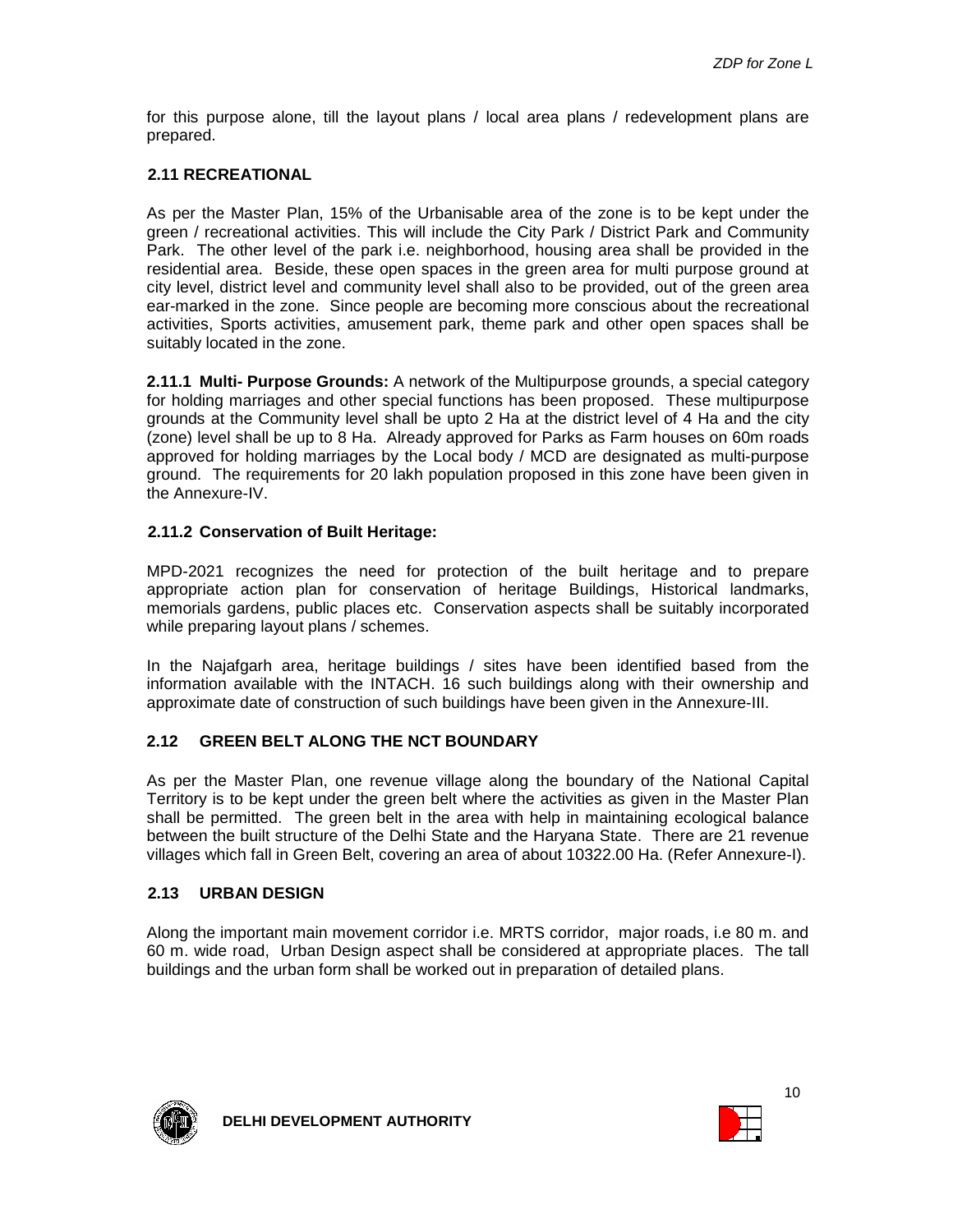for this purpose alone, till the layout plans / local area plans / redevelopment plans are prepared.

## 2.11 RECREATIONAL

As per the Master Plan, 15% of the Urbanisable area of the zone is to be kept under the green / recreational activities. This will include the City Park / District Park and Community Park. The other level of the park i.e. neighborhood, housing area shall be provided in the residential area. Beside, these open spaces in the green area for multi purpose ground at city level, district level and community level shall also to be provided, out of the green area ear-marked in the zone. Since people are becoming more conscious about the recreational activities, Sports activities, amusement park, theme park and other open spaces shall be suitably located in the zone.

**2.11.1 Multi- Purpose Grounds:** A network of the Multipurpose grounds, a special category for holding marriages and other special functions has been proposed. These multipurpose grounds at the Community level shall be upto 2 Ha at the district level of 4 Ha and the city (zone) level shall be up to 8 Ha. Already approved for Parks as Farm houses on 60m roads approved for holding marriages by the Local body / MCD are designated as multi-purpose ground. The requirements for 20 lakh population proposed in this zone have been given in the Annexure-IV.

### 2.11.2 Conservation of Built Heritage:

MPD-2021 recognizes the need for protection of the built heritage and to prepare appropriate action plan for conservation of heritage Buildings, Historical landmarks, memorials gardens, public places etc. Conservation aspects shall be suitably incorporated while preparing layout plans / schemes.

In the Najafgarh area, heritage buildings / sites have been identified based from the information available with the INTACH. 16 such buildings along with their ownership and approximate date of construction of such buildings have been given in the Annexure-III.

## 2.12 GREEN BELT ALONG THE NCT BOUNDARY

As per the Master Plan, one revenue village along the boundary of the National Capital Territory is to be kept under the green belt where the activities as given in the Master Plan shall be permitted. The green belt in the area with help in maintaining ecological balance between the built structure of the Delhi State and the Haryana State. There are 21 revenue villages which fall in Green Belt, covering an area of about 10322.00 Ha. (Refer Annexure-I).

## 2.13 URBAN DESIGN

Along the important main movement corridor i.e. MRTS corridor, major roads, i.e 80 m. and 60 m. wide road, Urban Design aspect shall be considered at appropriate places. The tall buildings and the urban form shall be worked out in preparation of detailed plans.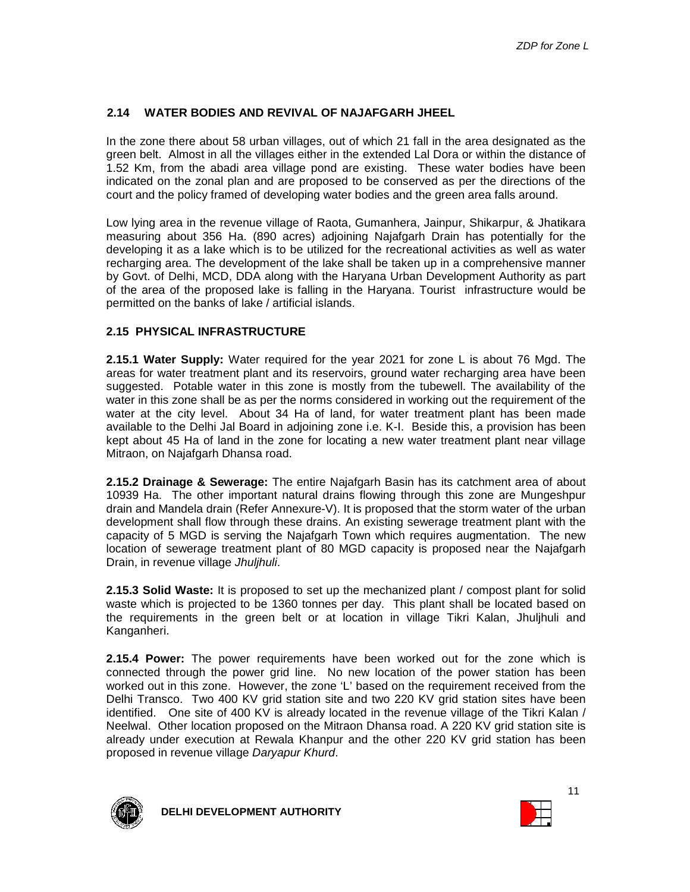## 2.14 WATER BODIES AND REVIVAL OF NAJAFGARH JHEEL

In the zone there about 58 urban villages, out of which 21 fall in the area designated as the green belt. Almost in all the villages either in the extended Lal Dora or within the distance of 1.52 Km, from the abadi area village pond are existing. These water bodies have been indicated on the zonal plan and are proposed to be conserved as per the directions of the court and the policy framed of developing water bodies and the green area falls around.

Low lying area in the revenue village of Raota, Gumanhera, Jainpur, Shikarpur, & Jhatikara measuring about 356 Ha. (890 acres) adjoining Najafgarh Drain has potentially for the developing it as a lake which is to be utilized for the recreational activities as well as water recharging area. The development of the lake shall be taken up in a comprehensive manner by Govt. of Delhi, MCD, DDA along with the Haryana Urban Development Authority as part of the area of the proposed lake is falling in the Haryana. Tourist infrastructure would be permitted on the banks of lake / artificial islands.

## 2.15 PHYSICAL INFRASTRUCTURE

**2.15.1 Water Supply:** Water required for the year 2021 for zone L is about 76 Mgd. The areas for water treatment plant and its reservoirs, ground water recharging area have been suggested. Potable water in this zone is mostly from the tubewell. The availability of the water in this zone shall be as per the norms considered in working out the requirement of the water at the city level. About 34 Ha of land, for water treatment plant has been made available to the Delhi Jal Board in adjoining zone i.e. K-I. Beside this, a provision has been kept about 45 Ha of land in the zone for locating a new water treatment plant near village Mitraon, on Najafgarh Dhansa road.

**2.15.2 Drainage & Sewerage:** The entire Najafgarh Basin has its catchment area of about 10939 Ha. The other important natural drains flowing through this zone are Mungeshpur drain and Mandela drain (Refer Annexure-V). It is proposed that the storm water of the urban development shall flow through these drains. An existing sewerage treatment plant with the capacity of 5 MGD is serving the Najafgarh Town which requires augmentation. The new location of sewerage treatment plant of 80 MGD capacity is proposed near the Najafgarh Drain, in revenue village *Jhuljhuli*.

**2.15.3 Solid Waste:** It is proposed to set up the mechanized plant / compost plant for solid waste which is projected to be 1360 tonnes per day. This plant shall be located based on the requirements in the green belt or at location in village Tikri Kalan, Jhuljhuli and Kanganheri.

**2.15.4 Power:** The power requirements have been worked out for the zone which is connected through the power grid line. No new location of the power station has been worked out in this zone. However, the zone 'L' based on the requirement received from the Delhi Transco. Two 400 KV grid station site and two 220 KV grid station sites have been identified. One site of 400 KV is already located in the revenue village of the Tikri Kalan / Neelwal. Other location proposed on the Mitraon Dhansa road. A 220 KV grid station site is already under execution at Rewala Khanpur and the other 220 KV grid station has been proposed in revenue village *Daryapur Khurd*.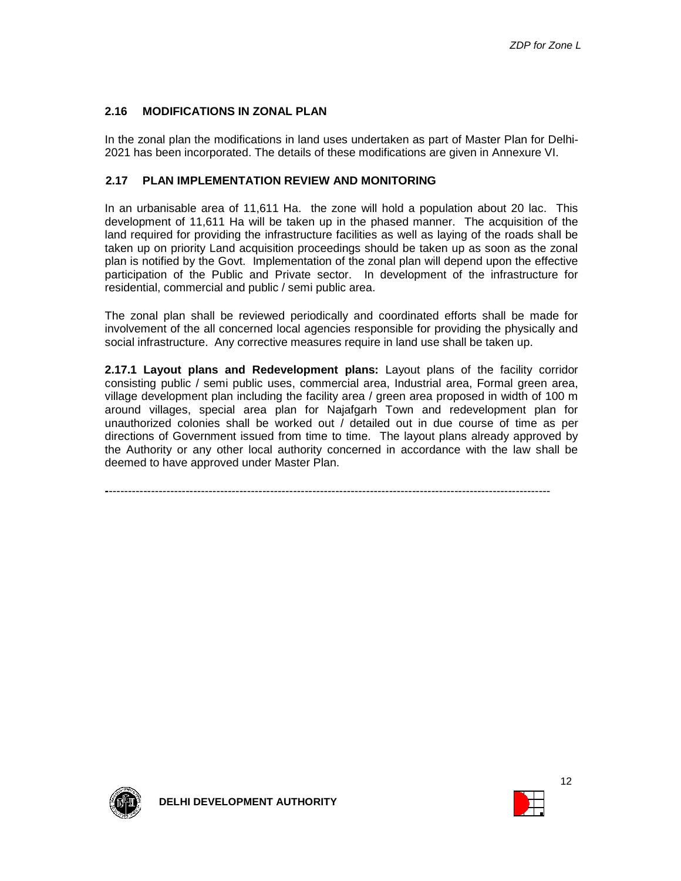## 2.16 MODIFICATIONS IN ZONAL PLAN

In the zonal plan the modifications in land uses undertaken as part of Master Plan for Delhi-2021 has been incorporated. The details of these modifications are given in Annexure VI.

## 2.17 PLAN IMPLEMENTATION REVIEW AND MONITORING

In an urbanisable area of 11,611 Ha. the zone will hold a population about 20 lac. This development of 11,611 Ha will be taken up in the phased manner. The acquisition of the land required for providing the infrastructure facilities as well as laying of the roads shall be taken up on priority Land acquisition proceedings should be taken up as soon as the zonal plan is notified by the Govt. Implementation of the zonal plan will depend upon the effective participation of the Public and Private sector. In development of the infrastructure for residential, commercial and public / semi public area.

The zonal plan shall be reviewed periodically and coordinated efforts shall be made for involvement of the all concerned local agencies responsible for providing the physically and social infrastructure. Any corrective measures require in land use shall be taken up.

**2.17.1 Layout plans and Redevelopment plans:** Layout plans of the facility corridor consisting public / semi public uses, commercial area, Industrial area, Formal green area, village development plan including the facility area / green area proposed in width of 100 m around villages, special area plan for Najafgarh Town and redevelopment plan for unauthorized colonies shall be worked out / detailed out in due course of time as per directions of Government issued from time to time. The layout plans already approved by the Authority or any other local authority concerned in accordance with the law shall be deemed to have approved under Master Plan.

---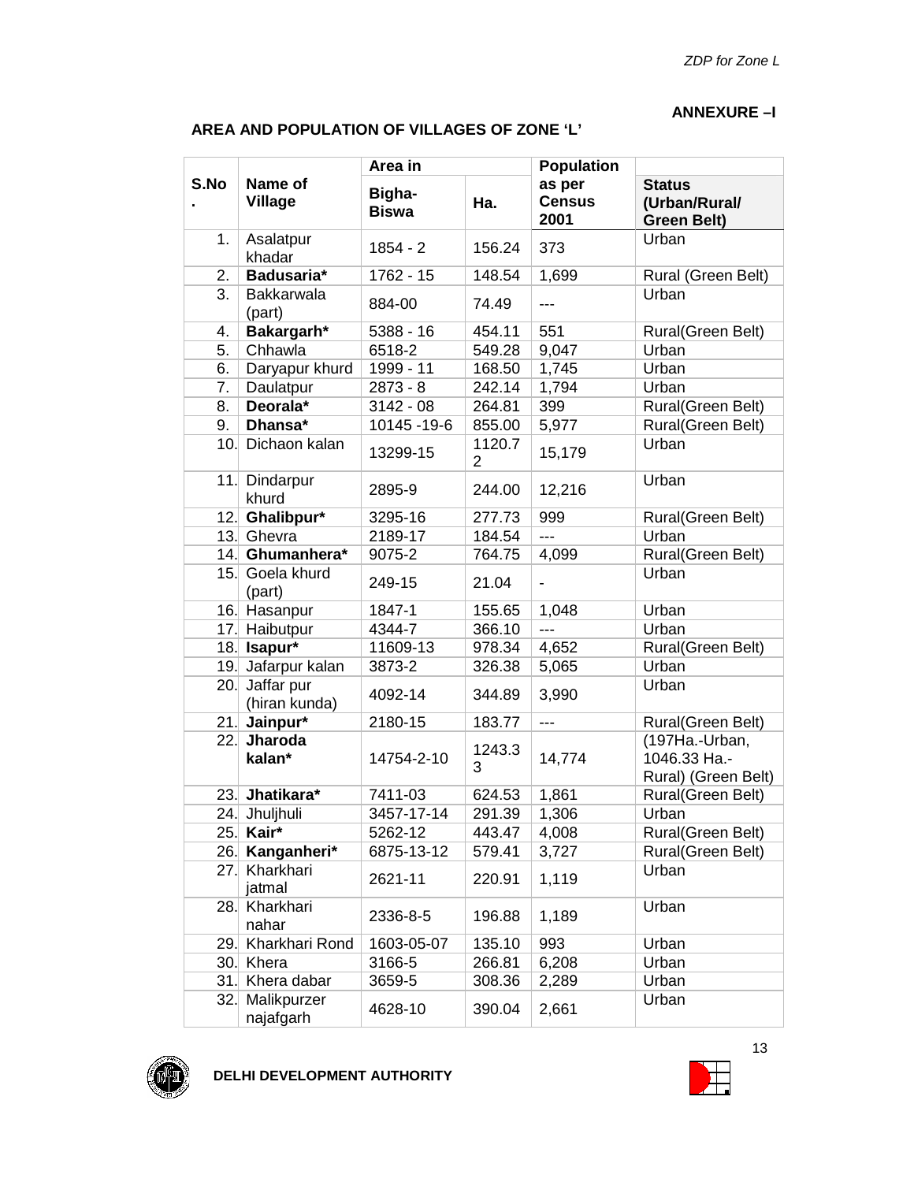**ANNEXURE –I**

**AREA AND POPULATION OF VILLAGES OF ZONE 'L'**

| S.No. | Name of Village | Area in | | Population as per Census 2001 | Status (Urban/Rural/ Green Belt) |
|---|---|---|---|---|---|
| | | Bigha-Biswa | Ha. | | |
| 1. | Asalatpur khadar | 1854 - 2 | 156.24 | 373 | Urban |
| 2. | **Badusaria*** | 1762 - 15 | 148.54 | 1,699 | Rural (Green Belt) |
| 3. | Bakkarwala (part) | 884-00 | 74.49 | --- | Urban |
| 4. | **Bakargarh*** | 5388 - 16 | 454.11 | 551 | Rural(Green Belt) |
| 5. | Chhawla | 6518-2 | 549.28 | 9,047 | Urban |
| 6. | Daryapur khurd | 1999 - 11 | 168.50 | 1,745 | Urban |
| 7. | Daulatpur | 2873 - 8 | 242.14 | 1,794 | Urban |
| 8. | **Deorala*** | 3142 - 08 | 264.81 | 399 | Rural(Green Belt) |
| 9. | **Dhansa*** | 10145 -19-6 | 855.00 | 5,977 | Rural(Green Belt) |
| 10. | Dichaon kalan | 13299-15 | 1120.72 | 15,179 | Urban |
| 11. | Dindarpur khurd | 2895-9 | 244.00 | 12,216 | Urban |
| 12. | **Ghalibpur*** | 3295-16 | 277.73 | 999 | Rural(Green Belt) |
| 13. | Ghevra | 2189-17 | 184.54 | --- | Urban |
| 14. | **Ghumanhera*** | 9075-2 | 764.75 | 4,099 | Rural(Green Belt) |
| 15. | Goela khurd (part) | 249-15 | 21.04 | - | Urban |
| 16. | Hasanpur | 1847-1 | 155.65 | 1,048 | Urban |
| 17. | Haibutpur | 4344-7 | 366.10 | --- | Urban |
| 18. | **Isapur*** | 11609-13 | 978.34 | 4,652 | Rural(Green Belt) |
| 19. | Jafarpur kalan | 3873-2 | 326.38 | 5,065 | Urban |
| 20. | Jaffar pur (hiran kunda) | 4092-14 | 344.89 | 3,990 | Urban |
| 21. | **Jainpur*** | 2180-15 | 183.77 | --- | Rural(Green Belt) |
| 22. | **Jharoda kalan*** | 14754-2-10 | 1243.33 | 14,774 | (197Ha.-Urban, 1046.33 Ha.-Rural) (Green Belt) |
| 23. | **Jhatikara*** | 7411-03 | 624.53 | 1,861 | Rural(Green Belt) |
| 24. | Jhuljhuli | 3457-17-14 | 291.39 | 1,306 | Urban |
| 25. | **Kair*** | 5262-12 | 443.47 | 4,008 | Rural(Green Belt) |
| 26. | **Kanganheri*** | 6875-13-12 | 579.41 | 3,727 | Rural(Green Belt) |
| 27. | Kharkhari jatmal | 2621-11 | 220.91 | 1,119 | Urban |
| 28. | Kharkhari nahar | 2336-8-5 | 196.88 | 1,189 | Urban |
| 29. | Kharkhari Rond | 1603-05-07 | 135.10 | 993 | Urban |
| 30. | Khera | 3166-5 | 266.81 | 6,208 | Urban |
| 31. | Khera dabar | 3659-5 | 308.36 | 2,289 | Urban |
| 32. | Malikpurzer najafgarh | 4628-10 | 390.04 | 2,661 | Urban |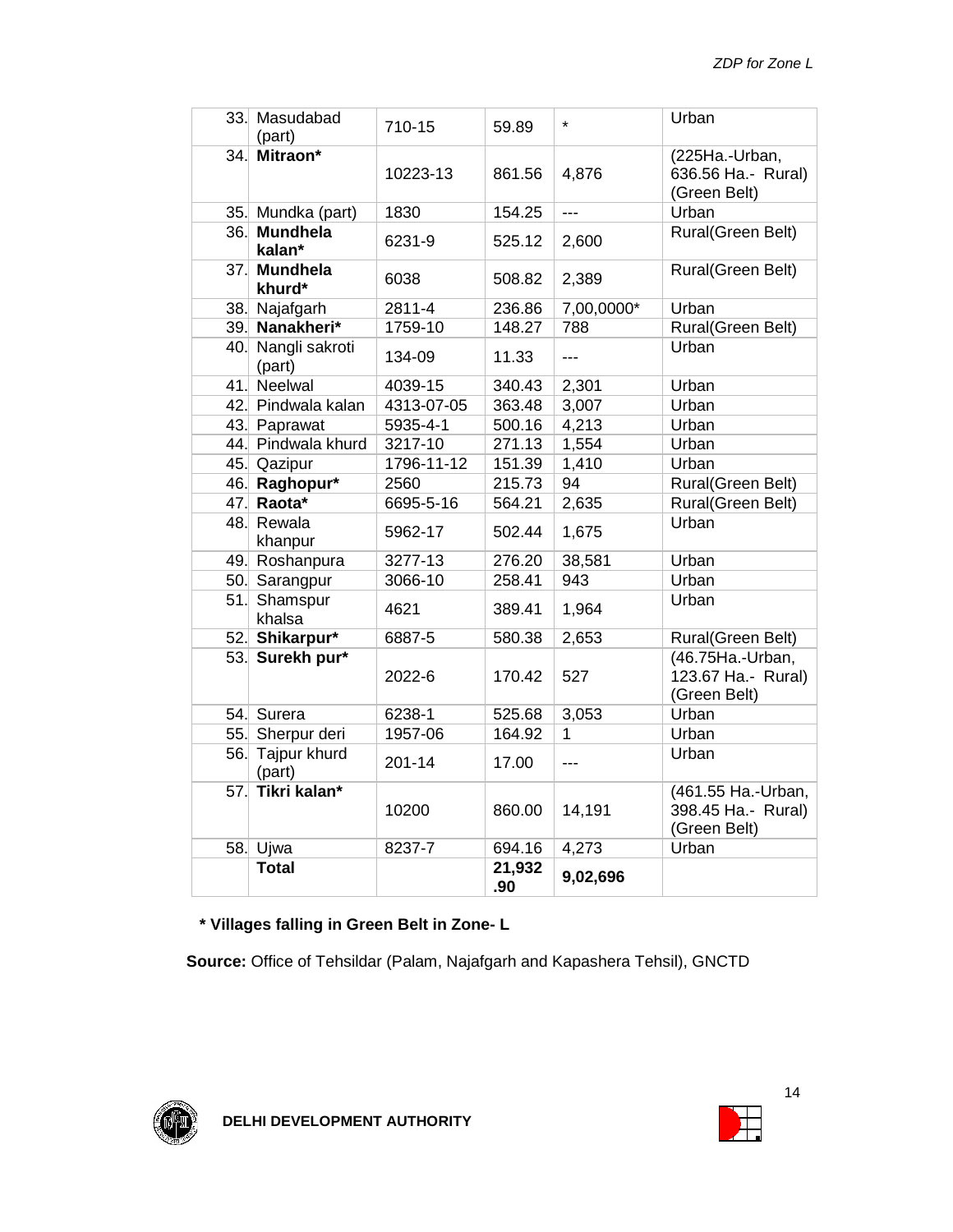| 33. | Masudabad (part) | 710-15 | 59.89 | * | Urban |
|---|---|---|---|---|---|
| 34. | **Mitraon*** | 10223-13 | 861.56 | 4,876 | (225Ha.-Urban, 636.56 Ha.- Rural) (Green Belt) |
| 35. | Mundka (part) | 1830 | 154.25 | --- | Urban |
| 36. | **Mundhela kalan*** | 6231-9 | 525.12 | 2,600 | Rural(Green Belt) |
| 37. | **Mundhela khurd*** | 6038 | 508.82 | 2,389 | Rural(Green Belt) |
| 38. | Najafgarh | 2811-4 | 236.86 | 7,00,0000* | Urban |
| 39. | **Nanakheri*** | 1759-10 | 148.27 | 788 | Rural(Green Belt) |
| 40. | Nangli sakroti (part) | 134-09 | 11.33 | --- | Urban |
| 41. | Neelwal | 4039-15 | 340.43 | 2,301 | Urban |
| 42. | Pindwala kalan | 4313-07-05 | 363.48 | 3,007 | Urban |
| 43. | Paprawat | 5935-4-1 | 500.16 | 4,213 | Urban |
| 44. | Pindwala khurd | 3217-10 | 271.13 | 1,554 | Urban |
| 45. | Qazipur | 1796-11-12 | 151.39 | 1,410 | Urban |
| 46. | **Raghopur*** | 2560 | 215.73 | 94 | Rural(Green Belt) |
| 47. | **Raota*** | 6695-5-16 | 564.21 | 2,635 | Rural(Green Belt) |
| 48. | Rewala khanpur | 5962-17 | 502.44 | 1,675 | Urban |
| 49. | Roshanpura | 3277-13 | 276.20 | 38,581 | Urban |
| 50. | Sarangpur | 3066-10 | 258.41 | 943 | Urban |
| 51. | Shamspur khalsa | 4621 | 389.41 | 1,964 | Urban |
| 52. | **Shikarpur*** | 6887-5 | 580.38 | 2,653 | Rural(Green Belt) |
| 53. | **Surekh pur*** | 2022-6 | 170.42 | 527 | (46.75Ha.-Urban, 123.67 Ha.- Rural) (Green Belt) |
| 54. | Surera | 6238-1 | 525.68 | 3,053 | Urban |
| 55. | Sherpur deri | 1957-06 | 164.92 | 1 | Urban |
| 56. | Tajpur khurd (part) | 201-14 | 17.00 | --- | Urban |
| 57. | **Tikri kalan*** | 10200 | 860.00 | 14,191 | (461.55 Ha.-Urban, 398.45 Ha.- Rural) (Green Belt) |
| 58. | Ujwa | 8237-7 | 694.16 | 4,273 | Urban |
| | **Total** | | **21,932 .90** | **9,02,696** | |

**\* Villages falling in Green Belt in Zone- L**

**Source:** Office of Tehsildar (Palam, Najafgarh and Kapashera Tehsil), GNCTD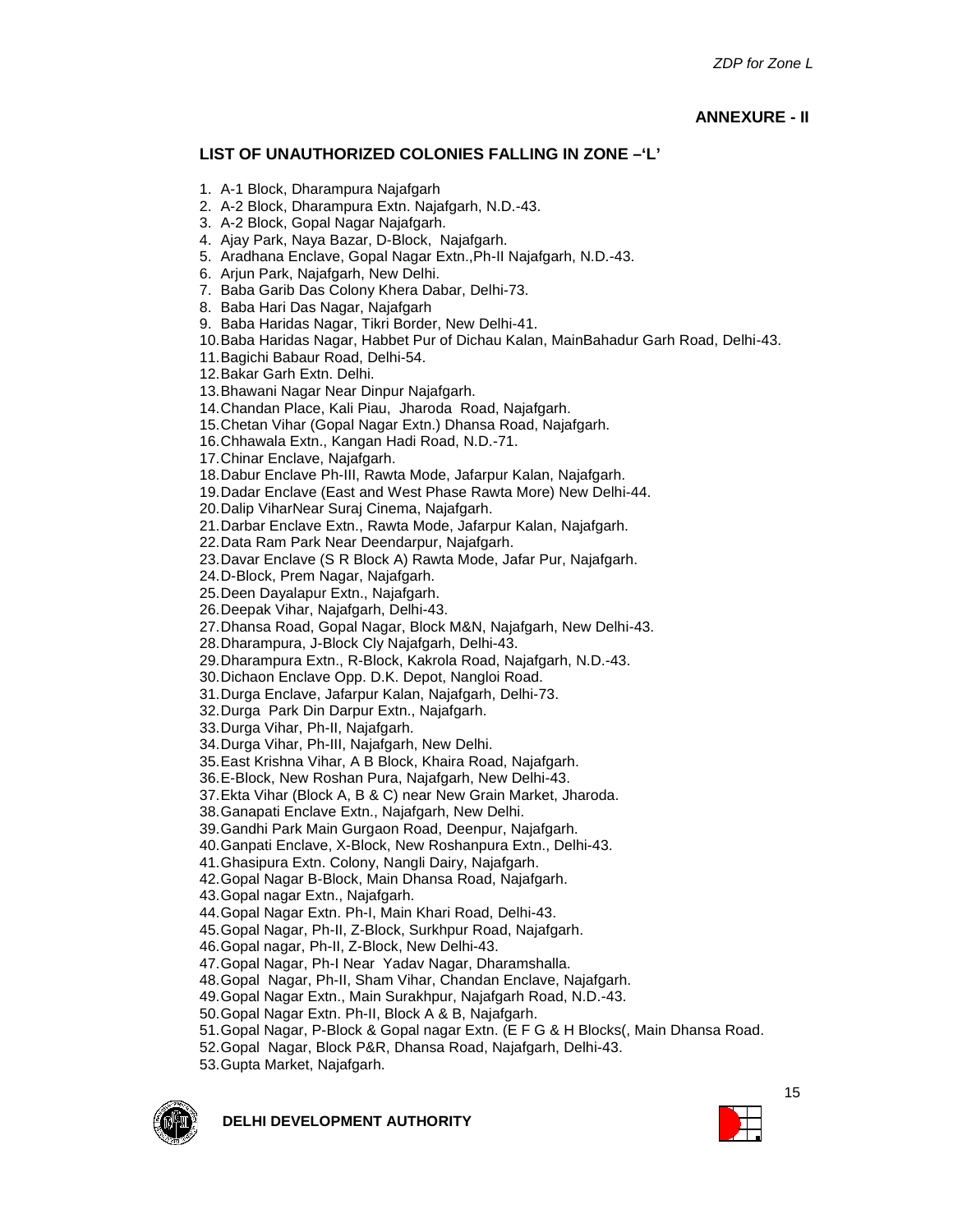## ANNEXURE - II

### LIST OF UNAUTHORIZED COLONIES FALLING IN ZONE –'L'

1. A-1 Block, Dharampura Najafgarh
2. A-2 Block, Dharampura Extn. Najafgarh, N.D.-43.
3. A-2 Block, Gopal Nagar Najafgarh.
4. Ajay Park, Naya Bazar, D-Block, Najafgarh.
5. Aradhana Enclave, Gopal Nagar Extn.,Ph-II Najafgarh, N.D.-43.
6. Arjun Park, Najafgarh, New Delhi.
7. Baba Garib Das Colony Khera Dabar, Delhi-73.
8. Baba Hari Das Nagar, Najafgarh
9. Baba Haridas Nagar, Tikri Border, New Delhi-41.
10. Baba Haridas Nagar, Habbet Pur of Dichau Kalan, MainBahadur Garh Road, Delhi-43.
11. Bagichi Babaur Road, Delhi-54.
12. Bakar Garh Extn. Delhi.
13. Bhawani Nagar Near Dinpur Najafgarh.
14. Chandan Place, Kali Piau, Jharoda Road, Najafgarh.
15. Chetan Vihar (Gopal Nagar Extn.) Dhansa Road, Najafgarh.
16. Chhawala Extn., Kangan Hadi Road, N.D.-71.
17. Chinar Enclave, Najafgarh.
18. Dabur Enclave Ph-III, Rawta Mode, Jafarpur Kalan, Najafgarh.
19. Dadar Enclave (East and West Phase Rawta More) New Delhi-44.
20. Dalip ViharNear Suraj Cinema, Najafgarh.
21. Darbar Enclave Extn., Rawta Mode, Jafarpur Kalan, Najafgarh.
22. Data Ram Park Near Deendarpur, Najafgarh.
23. Davar Enclave (S R Block A) Rawta Mode, Jafar Pur, Najafgarh.
24. D-Block, Prem Nagar, Najafgarh.
25. Deen Dayalapur Extn., Najafgarh.
26. Deepak Vihar, Najafgarh, Delhi-43.
27. Dhansa Road, Gopal Nagar, Block M&N, Najafgarh, New Delhi-43.
28. Dharampura, J-Block Cly Najafgarh, Delhi-43.
29. Dharampura Extn., R-Block, Kakrola Road, Najafgarh, N.D.-43.
30. Dichaon Enclave Opp. D.K. Depot, Nangloi Road.
31. Durga Enclave, Jafarpur Kalan, Najafgarh, Delhi-73.
32. Durga Park Din Darpur Extn., Najafgarh.
33. Durga Vihar, Ph-II, Najafgarh.
34. Durga Vihar, Ph-III, Najafgarh, New Delhi.
35. East Krishna Vihar, A B Block, Khaira Road, Najafgarh.
36. E-Block, New Roshan Pura, Najafgarh, New Delhi-43.
37. Ekta Vihar (Block A, B & C) near New Grain Market, Jharoda.
38. Ganapati Enclave Extn., Najafgarh, New Delhi.
39. Gandhi Park Main Gurgaon Road, Deenpur, Najafgarh.
40. Ganpati Enclave, X-Block, New Roshanpura Extn., Delhi-43.
41. Ghasipura Extn. Colony, Nangli Dairy, Najafgarh.
42. Gopal Nagar B-Block, Main Dhansa Road, Najafgarh.
43. Gopal nagar Extn., Najafgarh.
44. Gopal Nagar Extn. Ph-I, Main Khari Road, Delhi-43.
45. Gopal Nagar, Ph-II, Z-Block, Surkhpur Road, Najafgarh.
46. Gopal nagar, Ph-II, Z-Block, New Delhi-43.
47. Gopal Nagar, Ph-I Near Yadav Nagar, Dharamshalla.
48. Gopal Nagar, Ph-II, Sham Vihar, Chandan Enclave, Najafgarh.
49. Gopal Nagar Extn., Main Surakhpur, Najafgarh Road, N.D.-43.
50. Gopal Nagar Extn. Ph-II, Block A & B, Najafgarh.
51. Gopal Nagar, P-Block & Gopal nagar Extn. (E F G & H Blocks(, Main Dhansa Road.
52. Gopal Nagar, Block P&R, Dhansa Road, Najafgarh, Delhi-43.
53. Gupta Market, Najafgarh.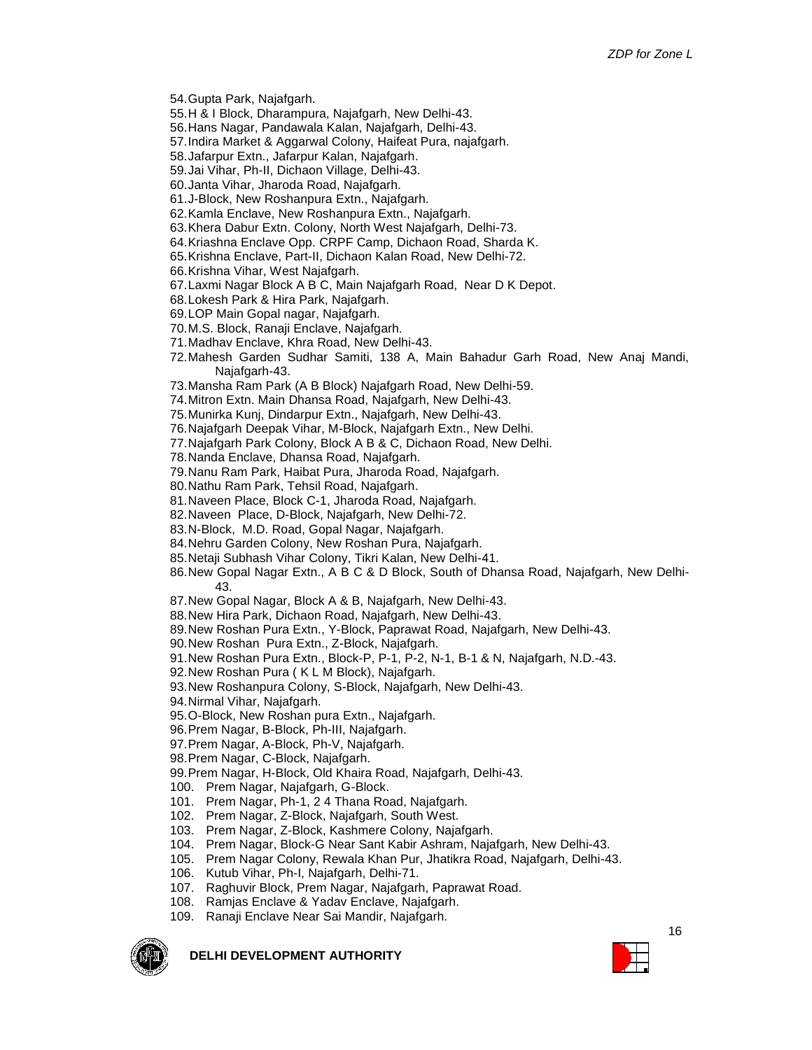54. Gupta Park, Najafgarh.
55. H & I Block, Dharampura, Najafgarh, New Delhi-43.
56. Hans Nagar, Pandawala Kalan, Najafgarh, Delhi-43.
57. Indira Market & Aggarwal Colony, Haifeat Pura, najafgarh.
58. Jafarpur Extn., Jafarpur Kalan, Najafgarh.
59. Jai Vihar, Ph-II, Dichaon Village, Delhi-43.
60. Janta Vihar, Jharoda Road, Najafgarh.
61. J-Block, New Roshanpura Extn., Najafgarh.
62. Kamla Enclave, New Roshanpura Extn., Najafgarh.
63. Khera Dabur Extn. Colony, North West Najafgarh, Delhi-73.
64. Kriashna Enclave Opp. CRPF Camp, Dichaon Road, Sharda K.
65. Krishna Enclave, Part-II, Dichaon Kalan Road, New Delhi-72.
66. Krishna Vihar, West Najafgarh.
67. Laxmi Nagar Block A B C, Main Najafgarh Road, Near D K Depot.
68. Lokesh Park & Hira Park, Najafgarh.
69. LOP Main Gopal nagar, Najafgarh.
70. M.S. Block, Ranaji Enclave, Najafgarh.
71. Madhav Enclave, Khra Road, New Delhi-43.
72. Mahesh Garden Sudhar Samiti, 138 A, Main Bahadur Garh Road, New Anaj Mandi, Najafgarh-43.
73. Mansha Ram Park (A B Block) Najafgarh Road, New Delhi-59.
74. Mitron Extn. Main Dhansa Road, Najafgarh, New Delhi-43.
75. Munirka Kunj, Dindarpur Extn., Najafgarh, New Delhi-43.
76. Najafgarh Deepak Vihar, M-Block, Najafgarh Extn., New Delhi.
77. Najafgarh Park Colony, Block A B & C, Dichaon Road, New Delhi.
78. Nanda Enclave, Dhansa Road, Najafgarh.
79. Nanu Ram Park, Haibat Pura, Jharoda Road, Najafgarh.
80. Nathu Ram Park, Tehsil Road, Najafgarh.
81. Naveen Place, Block C-1, Jharoda Road, Najafgarh.
82. Naveen Place, D-Block, Najafgarh, New Delhi-72.
83. N-Block, M.D. Road, Gopal Nagar, Najafgarh.
84. Nehru Garden Colony, New Roshan Pura, Najafgarh.
85. Netaji Subhash Vihar Colony, Tikri Kalan, New Delhi-41.
86. New Gopal Nagar Extn., A B C & D Block, South of Dhansa Road, Najafgarh, New Delhi-43.
87. New Gopal Nagar, Block A & B, Najafgarh, New Delhi-43.
88. New Hira Park, Dichaon Road, Najafgarh, New Delhi-43.
89. New Roshan Pura Extn., Y-Block, Paprawat Road, Najafgarh, New Delhi-43.
90. New Roshan Pura Extn., Z-Block, Najafgarh.
91. New Roshan Pura Extn., Block-P, P-1, P-2, N-1, B-1 & N, Najafgarh, N.D.-43.
92. New Roshan Pura ( K L M Block), Najafgarh.
93. New Roshanpura Colony, S-Block, Najafgarh, New Delhi-43.
94. Nirmal Vihar, Najafgarh.
95. O-Block, New Roshan pura Extn., Najafgarh.
96. Prem Nagar, B-Block, Ph-III, Najafgarh.
97. Prem Nagar, A-Block, Ph-V, Najafgarh.
98. Prem Nagar, C-Block, Najafgarh.
99. Prem Nagar, H-Block, Old Khaira Road, Najafgarh, Delhi-43.
100. Prem Nagar, Najafgarh, G-Block.
101. Prem Nagar, Ph-1, 2 4 Thana Road, Najafgarh.
102. Prem Nagar, Z-Block, Najafgarh, South West.
103. Prem Nagar, Z-Block, Kashmere Colony, Najafgarh.
104. Prem Nagar, Block-G Near Sant Kabir Ashram, Najafgarh, New Delhi-43.
105. Prem Nagar Colony, Rewala Khan Pur, Jhatikra Road, Najafgarh, Delhi-43.
106. Kutub Vihar, Ph-I, Najafgarh, Delhi-71.
107. Raghuvir Block, Prem Nagar, Najafgarh, Paprawat Road.
108. Ramjas Enclave & Yadav Enclave, Najafgarh.
109. Ranaji Enclave Near Sai Mandir, Najafgarh.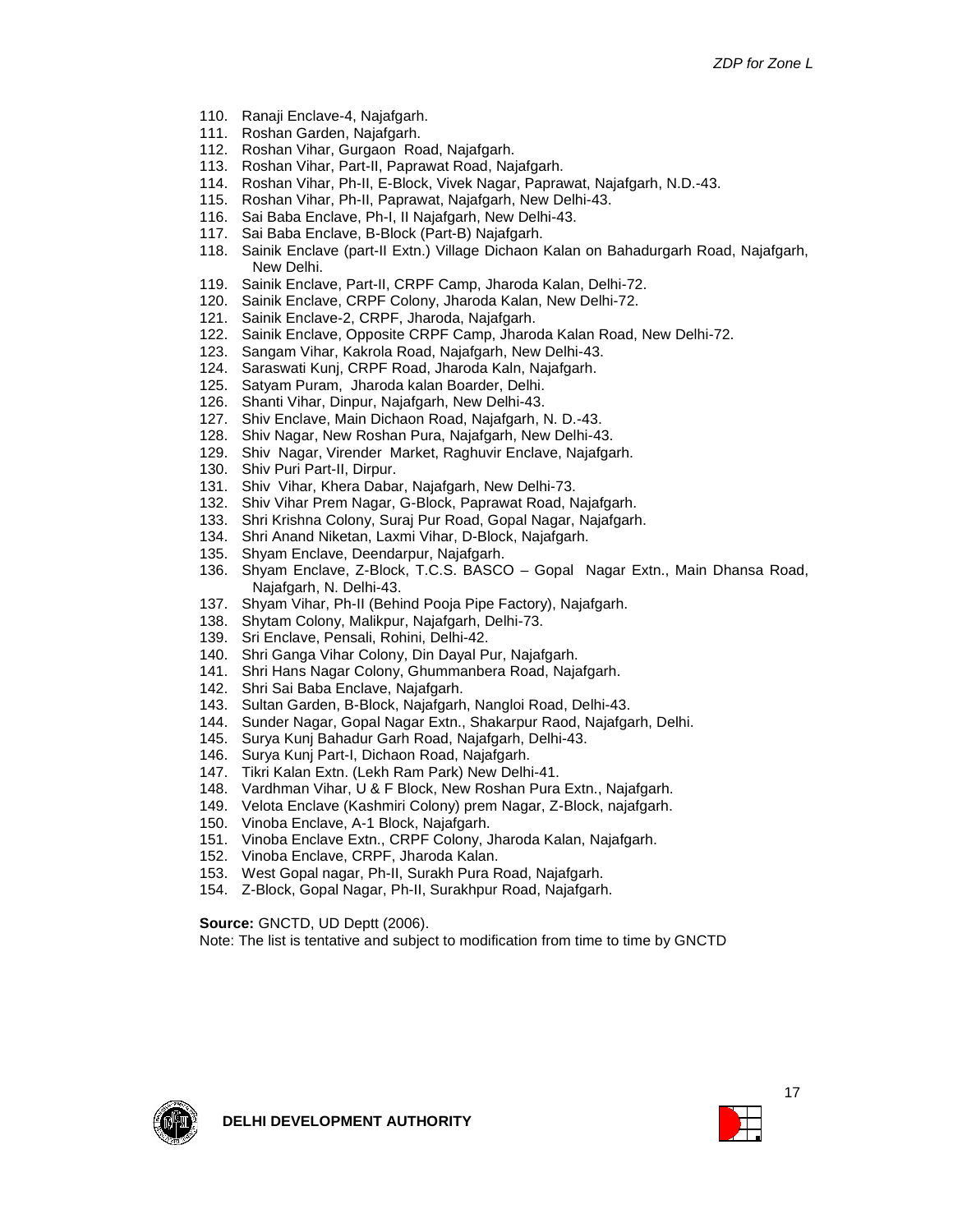110. Ranaji Enclave-4, Najafgarh.
111. Roshan Garden, Najafgarh.
112. Roshan Vihar, Gurgaon Road, Najafgarh.
113. Roshan Vihar, Part-II, Paprawat Road, Najafgarh.
114. Roshan Vihar, Ph-II, E-Block, Vivek Nagar, Paprawat, Najafgarh, N.D.-43.
115. Roshan Vihar, Ph-II, Paprawat, Najafgarh, New Delhi-43.
116. Sai Baba Enclave, Ph-I, II Najafgarh, New Delhi-43.
117. Sai Baba Enclave, B-Block (Part-B) Najafgarh.
118. Sainik Enclave (part-II Extn.) Village Dichaon Kalan on Bahadurgarh Road, Najafgarh, New Delhi.
119. Sainik Enclave, Part-II, CRPF Camp, Jharoda Kalan, Delhi-72.
120. Sainik Enclave, CRPF Colony, Jharoda Kalan, New Delhi-72.
121. Sainik Enclave-2, CRPF, Jharoda, Najafgarh.
122. Sainik Enclave, Opposite CRPF Camp, Jharoda Kalan Road, New Delhi-72.
123. Sangam Vihar, Kakrola Road, Najafgarh, New Delhi-43.
124. Saraswati Kunj, CRPF Road, Jharoda Kaln, Najafgarh.
125. Satyam Puram, Jharoda kalan Boarder, Delhi.
126. Shanti Vihar, Dinpur, Najafgarh, New Delhi-43.
127. Shiv Enclave, Main Dichaon Road, Najafgarh, N. D.-43.
128. Shiv Nagar, New Roshan Pura, Najafgarh, New Delhi-43.
129. Shiv Nagar, Virender Market, Raghuvir Enclave, Najafgarh.
130. Shiv Puri Part-II, Dirpur.
131. Shiv Vihar, Khera Dabar, Najafgarh, New Delhi-73.
132. Shiv Vihar Prem Nagar, G-Block, Paprawat Road, Najafgarh.
133. Shri Krishna Colony, Suraj Pur Road, Gopal Nagar, Najafgarh.
134. Shri Anand Niketan, Laxmi Vihar, D-Block, Najafgarh.
135. Shyam Enclave, Deendarpur, Najafgarh.
136. Shyam Enclave, Z-Block, T.C.S. BASCO – Gopal Nagar Extn., Main Dhansa Road, Najafgarh, N. Delhi-43.
137. Shyam Vihar, Ph-II (Behind Pooja Pipe Factory), Najafgarh.
138. Shytam Colony, Malikpur, Najafgarh, Delhi-73.
139. Sri Enclave, Pensali, Rohini, Delhi-42.
140. Shri Ganga Vihar Colony, Din Dayal Pur, Najafgarh.
141. Shri Hans Nagar Colony, Ghummanbera Road, Najafgarh.
142. Shri Sai Baba Enclave, Najafgarh.
143. Sultan Garden, B-Block, Najafgarh, Nangloi Road, Delhi-43.
144. Sunder Nagar, Gopal Nagar Extn., Shakarpur Raod, Najafgarh, Delhi.
145. Surya Kunj Bahadur Garh Road, Najafgarh, Delhi-43.
146. Surya Kunj Part-I, Dichaon Road, Najafgarh.
147. Tikri Kalan Extn. (Lekh Ram Park) New Delhi-41.
148. Vardhman Vihar, U & F Block, New Roshan Pura Extn., Najafgarh.
149. Velota Enclave (Kashmiri Colony) prem Nagar, Z-Block, najafgarh.
150. Vinoba Enclave, A-1 Block, Najafgarh.
151. Vinoba Enclave Extn., CRPF Colony, Jharoda Kalan, Najafgarh.
152. Vinoba Enclave, CRPF, Jharoda Kalan.
153. West Gopal nagar, Ph-II, Surakh Pura Road, Najafgarh.
154. Z-Block, Gopal Nagar, Ph-II, Surakhpur Road, Najafgarh.

**Source:** GNCTD, UD Deptt (2006).

Note: The list is tentative and subject to modification from time to time by GNCTD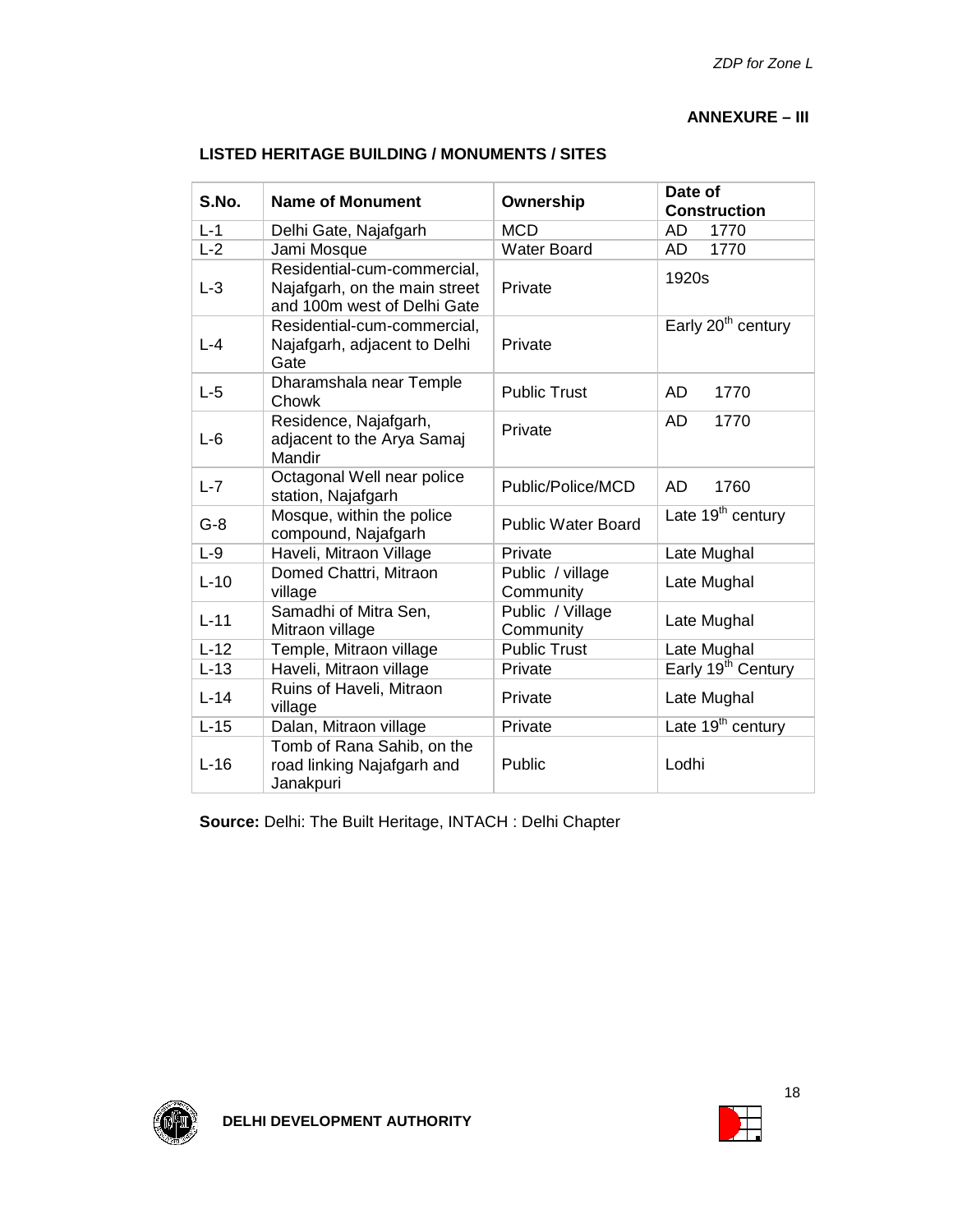**ANNEXURE – III**

**LISTED HERITAGE BUILDING / MONUMENTS / SITES**

| S.No. | Name of Monument | Ownership | Date of Construction |
|---|---|---|---|
| L-1 | Delhi Gate, Najafgarh | MCD | AD 1770 |
| L-2 | Jami Mosque | Water Board | AD 1770 |
| L-3 | Residential-cum-commercial, Najafgarh, on the main street and 100m west of Delhi Gate | Private | 1920s |
| L-4 | Residential-cum-commercial, Najafgarh, adjacent to Delhi Gate | Private | Early 20th century |
| L-5 | Dharamshala near Temple Chowk | Public Trust | AD 1770 |
| L-6 | Residence, Najafgarh, adjacent to the Arya Samaj Mandir | Private | AD 1770 |
| L-7 | Octagonal Well near police station, Najafgarh | Public/Police/MCD | AD 1760 |
| G-8 | Mosque, within the police compound, Najafgarh | Public Water Board | Late 19th century |
| L-9 | Haveli, Mitraon Village | Private | Late Mughal |
| L-10 | Domed Chattri, Mitraon village | Public / village Community | Late Mughal |
| L-11 | Samadhi of Mitra Sen, Mitraon village | Public / Village Community | Late Mughal |
| L-12 | Temple, Mitraon village | Public Trust | Late Mughal |
| L-13 | Haveli, Mitraon village | Private | Early 19th Century |
| L-14 | Ruins of Haveli, Mitraon village | Private | Late Mughal |
| L-15 | Dalan, Mitraon village | Private | Late 19th century |
| L-16 | Tomb of Rana Sahib, on the road linking Najafgarh and Janakpuri | Public | Lodhi |

**Source:** Delhi: The Built Heritage, INTACH : Delhi Chapter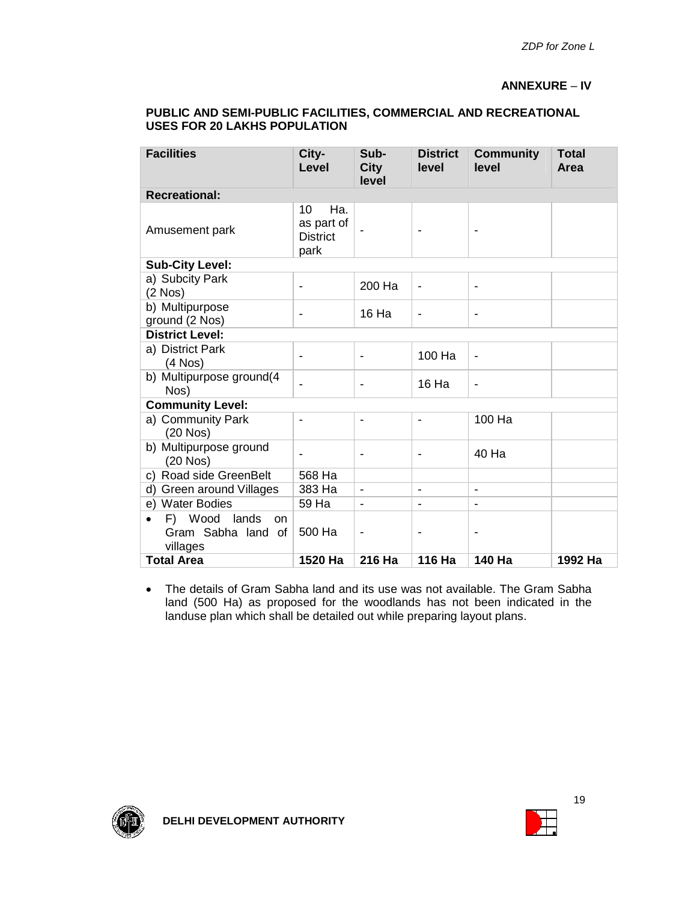**ANNEXURE – IV**

**PUBLIC AND SEMI-PUBLIC FACILITIES, COMMERCIAL AND RECREATIONAL USES FOR 20 LAKHS POPULATION**

| Facilities | City-Level | Sub-City level | District level | Community level | Total Area |
|---|---|---|---|---|---|
| **Recreational:** | | | | | |
| Amusement park | 10 Ha. as part of District park | - | - | - | |
| **Sub-City Level:** | | | | | |
| a) Subcity Park (2 Nos) | - | 200 Ha | - | - | |
| b) Multipurpose ground (2 Nos) | - | 16 Ha | - | - | |
| **District Level:** | | | | | |
| a) District Park (4 Nos) | - | - | 100 Ha | - | |
| b) Multipurpose ground(4 Nos) | - | - | 16 Ha | - | |
| **Community Level:** | | | | | |
| a) Community Park (20 Nos) | - | - | - | 100 Ha | |
| b) Multipurpose ground (20 Nos) | - | - | - | 40 Ha | |
| c) Road side GreenBelt | 568 Ha | | | | |
| d) Green around Villages | 383 Ha | - | - | - | |
| e) Water Bodies | 59 Ha | - | - | - | |
| • F) Wood lands on Gram Sabha land of villages | 500 Ha | - | - | - | |
| **Total Area** | **1520 Ha** | **216 Ha** | **116 Ha** | **140 Ha** | **1992 Ha** |

- The details of Gram Sabha land and its use was not available. The Gram Sabha land (500 Ha) as proposed for the woodlands has not been indicated in the landuse plan which shall be detailed out while preparing layout plans.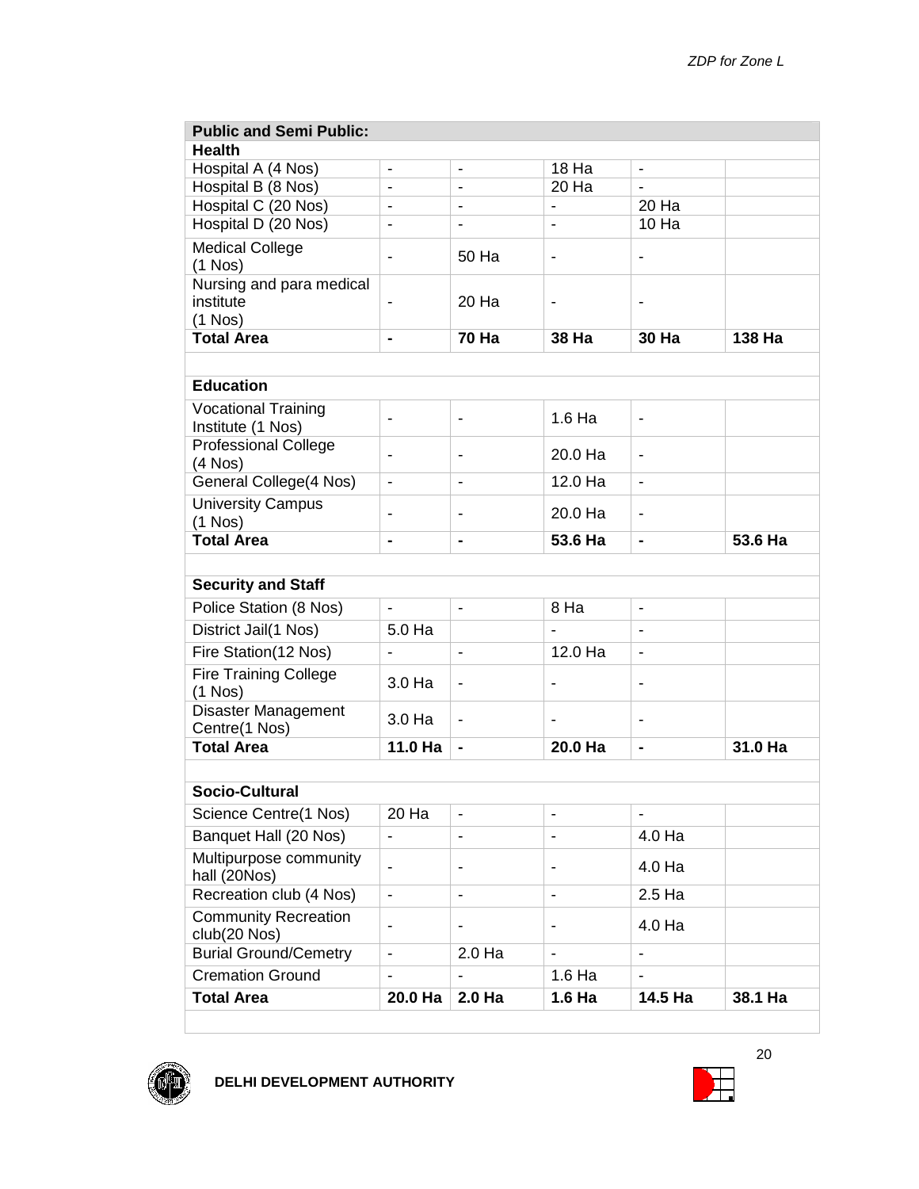| Public and Semi Public: | | | | | |
|---|---|---|---|---|---|
| **Health** | | | | | |
| Hospital A (4 Nos) | - | - | 18 Ha | - | |
| Hospital B (8 Nos) | - | - | 20 Ha | - | |
| Hospital C (20 Nos) | - | - | - | 20 Ha | |
| Hospital D (20 Nos) | - | - | - | 10 Ha | |
| Medical College (1 Nos) | - | 50 Ha | - | - | |
| Nursing and para medical institute (1 Nos) | - | 20 Ha | - | - | |
| **Total Area** | **-** | **70 Ha** | **38 Ha** | **30 Ha** | **138 Ha** |
| | | | | | |
| **Education** | | | | | |
| Vocational Training Institute (1 Nos) | - | - | 1.6 Ha | - | |
| Professional College (4 Nos) | - | - | 20.0 Ha | - | |
| General College(4 Nos) | - | - | 12.0 Ha | - | |
| University Campus (1 Nos) | - | - | 20.0 Ha | - | |
| **Total Area** | **-** | **-** | **53.6 Ha** | **-** | **53.6 Ha** |
| | | | | | |
| **Security and Staff** | | | | | |
| Police Station (8 Nos) | - | - | 8 Ha | - | |
| District Jail(1 Nos) | 5.0 Ha | | - | - | |
| Fire Station(12 Nos) | - | - | 12.0 Ha | - | |
| Fire Training College (1 Nos) | 3.0 Ha | - | - | - | |
| Disaster Management Centre(1 Nos) | 3.0 Ha | - | - | - | |
| **Total Area** | **11.0 Ha** | **-** | **20.0 Ha** | **-** | **31.0 Ha** |
| | | | | | |
| **Socio-Cultural** | | | | | |
| Science Centre(1 Nos) | 20 Ha | - | - | - | |
| Banquet Hall (20 Nos) | - | - | - | 4.0 Ha | |
| Multipurpose community hall (20Nos) | - | - | - | 4.0 Ha | |
| Recreation club (4 Nos) | - | - | - | 2.5 Ha | |
| Community Recreation club(20 Nos) | - | - | - | 4.0 Ha | |
| Burial Ground/Cemetry | - | 2.0 Ha | - | - | |
| Cremation Ground | - | - | 1.6 Ha | - | |
| **Total Area** | **20.0 Ha** | **2.0 Ha** | **1.6 Ha** | **14.5 Ha** | **38.1 Ha** |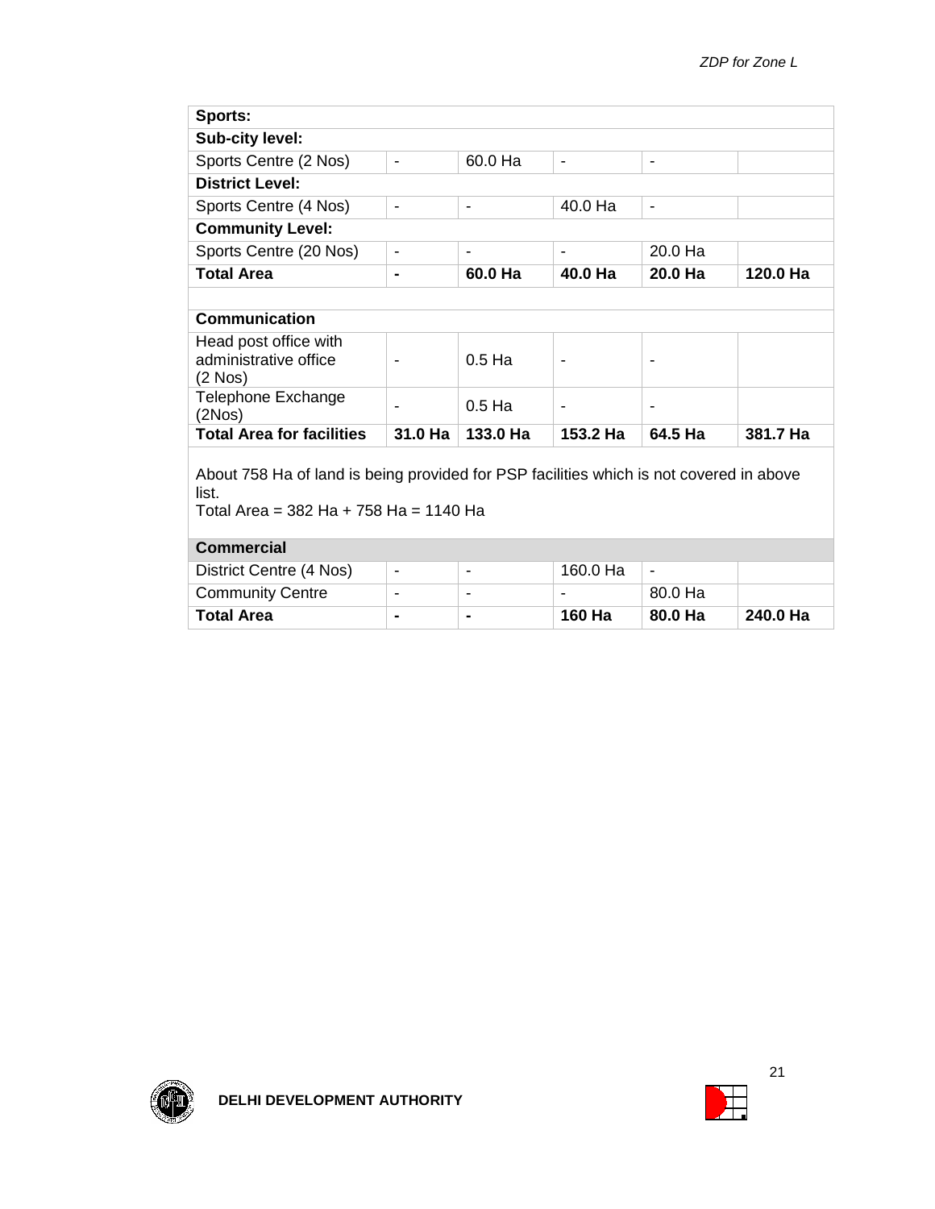| Sports: | | | | | |
|---|---|---|---|---|---|
| **Sub-city level:** | | | | | |
| Sports Centre (2 Nos) | - | 60.0 Ha | - | - | |
| **District Level:** | | | | | |
| Sports Centre (4 Nos) | - | - | 40.0 Ha | - | |
| **Community Level:** | | | | | |
| Sports Centre (20 Nos) | - | - | - | 20.0 Ha | |
| **Total Area** | **-** | **60.0 Ha** | **40.0 Ha** | **20.0 Ha** | **120.0 Ha** |
| | | | | | |
| **Communication** | | | | | |
| Head post office with administrative office (2 Nos) | - | 0.5 Ha | - | - | |
| Telephone Exchange (2Nos) | - | 0.5 Ha | - | - | |
| **Total Area for facilities** | **31.0 Ha** | **133.0 Ha** | **153.2 Ha** | **64.5 Ha** | **381.7 Ha** |

About 758 Ha of land is being provided for PSP facilities which is not covered in above list.
Total Area = 382 Ha + 758 Ha = 1140 Ha

| Commercial | | | | | |
|---|---|---|---|---|---|
| District Centre (4 Nos) | - | - | 160.0 Ha | - | |
| Community Centre | - | - | - | 80.0 Ha | |
| **Total Area** | **-** | **-** | **160 Ha** | **80.0 Ha** | **240.0 Ha** |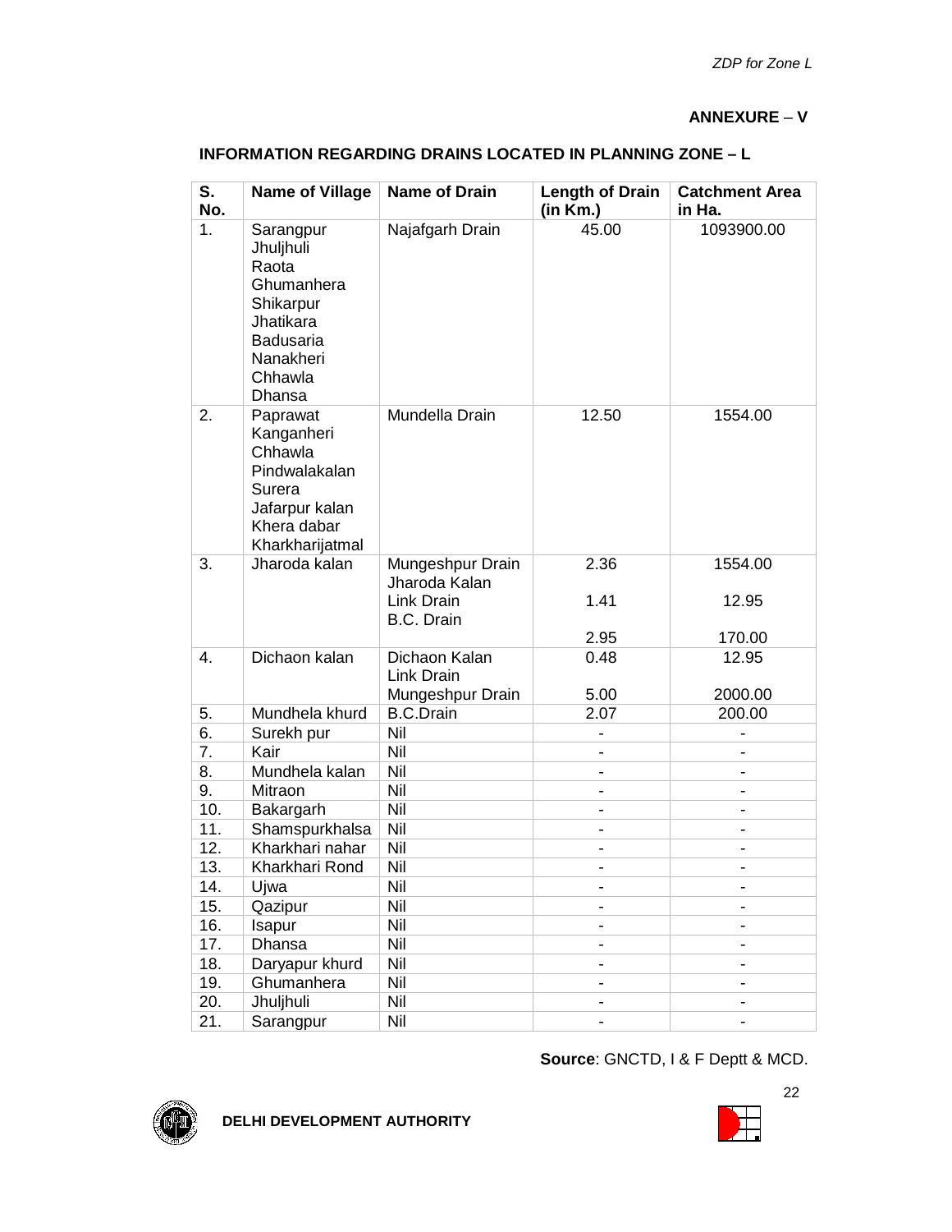**ANNEXURE – V**

**INFORMATION REGARDING DRAINS LOCATED IN PLANNING ZONE – L**

| S. No. | Name of Village | Name of Drain | Length of Drain (in Km.) | Catchment Area in Ha. |
|---|---|---|---|---|
| 1. | Sarangpur<br>Jhuljhuli<br>Raota<br>Ghumanhera<br>Shikarpur<br>Jhatikara<br>Badusaria<br>Nanakheri<br>Chhawla<br>Dhansa | Najafgarh Drain | 45.00 | 1093900.00 |
| 2. | Paprawat<br>Kanganheri<br>Chhawla<br>Pindwalakalan<br>Surera<br>Jafarpur kalan<br>Khera dabar<br>Kharkharijatmal | Mundella Drain | 12.50 | 1554.00 |
| 3. | Jharoda kalan | Mungeshpur Drain<br>Jharoda Kalan Link Drain<br>B.C. Drain | 2.36<br>1.41<br>2.95 | 1554.00<br>12.95<br>170.00 |
| 4. | Dichaon kalan | Dichaon Kalan Link Drain<br>Mungeshpur Drain | 0.48<br>5.00 | 12.95<br>2000.00 |
| 5. | Mundhela khurd | B.C.Drain | 2.07 | 200.00 |
| 6. | Surekh pur | Nil | - | - |
| 7. | Kair | Nil | - | - |
| 8. | Mundhela kalan | Nil | - | - |
| 9. | Mitraon | Nil | - | - |
| 10. | Bakargarh | Nil | - | - |
| 11. | Shamspurkhalsa | Nil | - | - |
| 12. | Kharkhari nahar | Nil | - | - |
| 13. | Kharkhari Rond | Nil | - | - |
| 14. | Ujwa | Nil | - | - |
| 15. | Qazipur | Nil | - | - |
| 16. | Isapur | Nil | - | - |
| 17. | Dhansa | Nil | - | - |
| 18. | Daryapur khurd | Nil | - | - |
| 19. | Ghumanhera | Nil | - | - |
| 20. | Jhuljhuli | Nil | - | - |
| 21. | Sarangpur | Nil | - | - |

**Source**: GNCTD, I & F Deptt & MCD.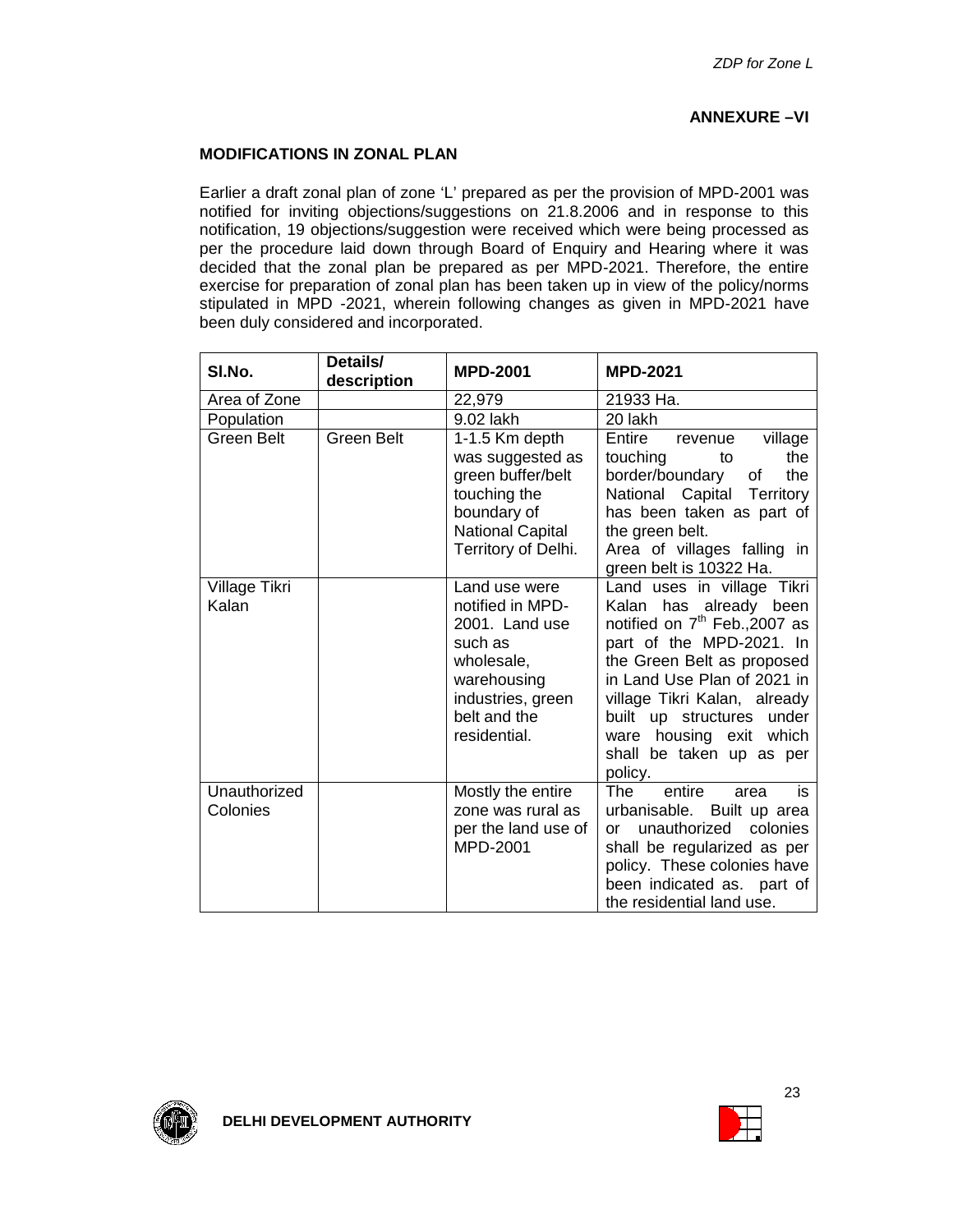**ANNEXURE –VI**

**MODIFICATIONS IN ZONAL PLAN**

Earlier a draft zonal plan of zone 'L' prepared as per the provision of MPD-2001 was notified for inviting objections/suggestions on 21.8.2006 and in response to this notification, 19 objections/suggestion were received which were being processed as per the procedure laid down through Board of Enquiry and Hearing where it was decided that the zonal plan be prepared as per MPD-2021. Therefore, the entire exercise for preparation of zonal plan has been taken up in view of the policy/norms stipulated in MPD -2021, wherein following changes as given in MPD-2021 have been duly considered and incorporated.

| Sl.No. | Details/ description | MPD-2001 | MPD-2021 |
|---|---|---|---|
| Area of Zone | | 22,979 | 21933 Ha. |
| Population | | 9.02 lakh | 20 lakh |
| Green Belt | Green Belt | 1-1.5 Km depth was suggested as green buffer/belt touching the boundary of National Capital Territory of Delhi. | Entire revenue village touching to the border/boundary of the National Capital Territory has been taken as part of the green belt. Area of villages falling in green belt is 10322 Ha. |
| Village Tikri Kalan | | Land use were notified in MPD-2001. Land use such as wholesale, warehousing industries, green belt and the residential. | Land uses in village Tikri Kalan has already been notified on 7th Feb.,2007 as part of the MPD-2021. In the Green Belt as proposed in Land Use Plan of 2021 in village Tikri Kalan, already built up structures under ware housing exit which shall be taken up as per policy. |
| Unauthorized Colonies | | Mostly the entire zone was rural as per the land use of MPD-2001 | The entire area is urbanisable. Built up area or unauthorized colonies shall be regularized as per policy. These colonies have been indicated as. part of the residential land use. |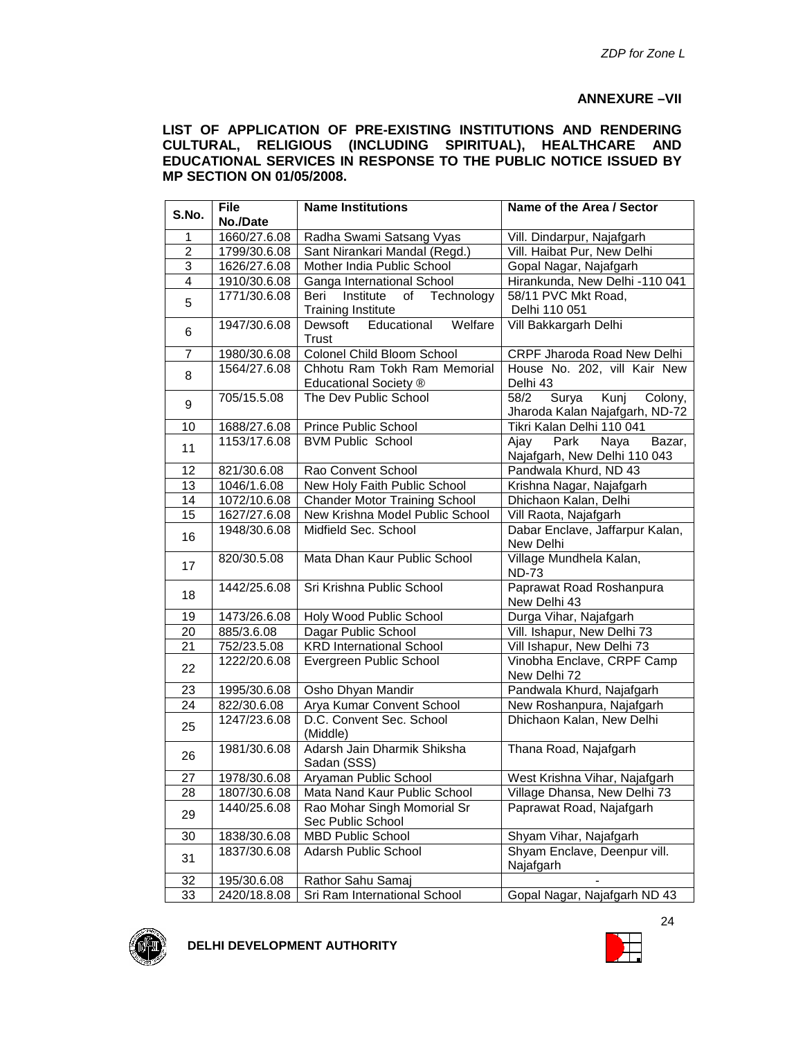## ANNEXURE –VII

**LIST OF APPLICATION OF PRE-EXISTING INSTITUTIONS AND RENDERING CULTURAL, RELIGIOUS (INCLUDING SPIRITUAL), HEALTHCARE AND EDUCATIONAL SERVICES IN RESPONSE TO THE PUBLIC NOTICE ISSUED BY MP SECTION ON 01/05/2008.**

| S.No. | File No./Date | Name Institutions | Name of the Area / Sector |
|---|---|---|---|
| 1 | 1660/27.6.08 | Radha Swami Satsang Vyas | Vill. Dindarpur, Najafgarh |
| 2 | 1799/30.6.08 | Sant Nirankari Mandal (Regd.) | Vill. Haibat Pur, New Delhi |
| 3 | 1626/27.6.08 | Mother India Public School | Gopal Nagar, Najafgarh |
| 4 | 1910/30.6.08 | Ganga International School | Hirankunda, New Delhi -110 041 |
| 5 | 1771/30.6.08 | Beri Institute of Technology Training Institute | 58/11 PVC Mkt Road, Delhi 110 051 |
| 6 | 1947/30.6.08 | Dewsoft Educational Welfare Trust | Vill Bakkargarh Delhi |
| 7 | 1980/30.6.08 | Colonel Child Bloom School | CRPF Jharoda Road New Delhi |
| 8 | 1564/27.6.08 | Chhotu Ram Tokh Ram Memorial Educational Society ® | House No. 202, vill Kair New Delhi 43 |
| 9 | 705/15.5.08 | The Dev Public School | 58/2 Surya Kunj Colony, Jharoda Kalan Najafgarh, ND-72 |
| 10 | 1688/27.6.08 | Prince Public School | Tikri Kalan Delhi 110 041 |
| 11 | 1153/17.6.08 | BVM Public School | Ajay Park Naya Bazar, Najafgarh, New Delhi 110 043 |
| 12 | 821/30.6.08 | Rao Convent School | Pandwala Khurd, ND 43 |
| 13 | 1046/1.6.08 | New Holy Faith Public School | Krishna Nagar, Najafgarh |
| 14 | 1072/10.6.08 | Chander Motor Training School | Dhichaon Kalan, Delhi |
| 15 | 1627/27.6.08 | New Krishna Model Public School | Vill Raota, Najafgarh |
| 16 | 1948/30.6.08 | Midfield Sec. School | Dabar Enclave, Jaffarpur Kalan, New Delhi |
| 17 | 820/30.5.08 | Mata Dhan Kaur Public School | Village Mundhela Kalan, ND-73 |
| 18 | 1442/25.6.08 | Sri Krishna Public School | Paprawat Road Roshanpura New Delhi 43 |
| 19 | 1473/26.6.08 | Holy Wood Public School | Durga Vihar, Najafgarh |
| 20 | 885/3.6.08 | Dagar Public School | Vill. Ishapur, New Delhi 73 |
| 21 | 752/23.5.08 | KRD International School | Vill Ishapur, New Delhi 73 |
| 22 | 1222/20.6.08 | Evergreen Public School | Vinobha Enclave, CRPF Camp New Delhi 72 |
| 23 | 1995/30.6.08 | Osho Dhyan Mandir | Pandwala Khurd, Najafgarh |
| 24 | 822/30.6.08 | Arya Kumar Convent School | New Roshanpura, Najafgarh |
| 25 | 1247/23.6.08 | D.C. Convent Sec. School (Middle) | Dhichaon Kalan, New Delhi |
| 26 | 1981/30.6.08 | Adarsh Jain Dharmik Shiksha Sadan (SSS) | Thana Road, Najafgarh |
| 27 | 1978/30.6.08 | Aryaman Public School | West Krishna Vihar, Najafgarh |
| 28 | 1807/30.6.08 | Mata Nand Kaur Public School | Village Dhansa, New Delhi 73 |
| 29 | 1440/25.6.08 | Rao Mohar Singh Momorial Sr Sec Public School | Paprawat Road, Najafgarh |
| 30 | 1838/30.6.08 | MBD Public School | Shyam Vihar, Najafgarh |
| 31 | 1837/30.6.08 | Adarsh Public School | Shyam Enclave, Deenpur vill. Najafgarh |
| 32 | 195/30.6.08 | Rathor Sahu Samaj | - |
| 33 | 2420/18.8.08 | Sri Ram International School | Gopal Nagar, Najafgarh ND 43 |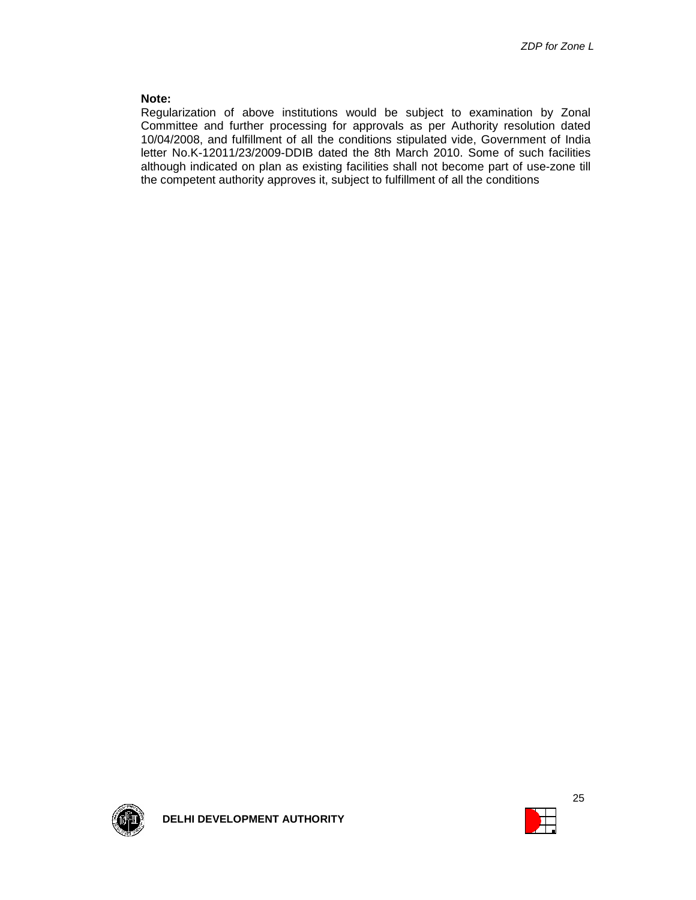**Note:**

Regularization of above institutions would be subject to examination by Zonal Committee and further processing for approvals as per Authority resolution dated 10/04/2008, and fulfillment of all the conditions stipulated vide, Government of India letter No.K-12011/23/2009-DDIB dated the 8th March 2010. Some of such facilities although indicated on plan as existing facilities shall not become part of use-zone till the competent authority approves it, subject to fulfillment of all the conditions